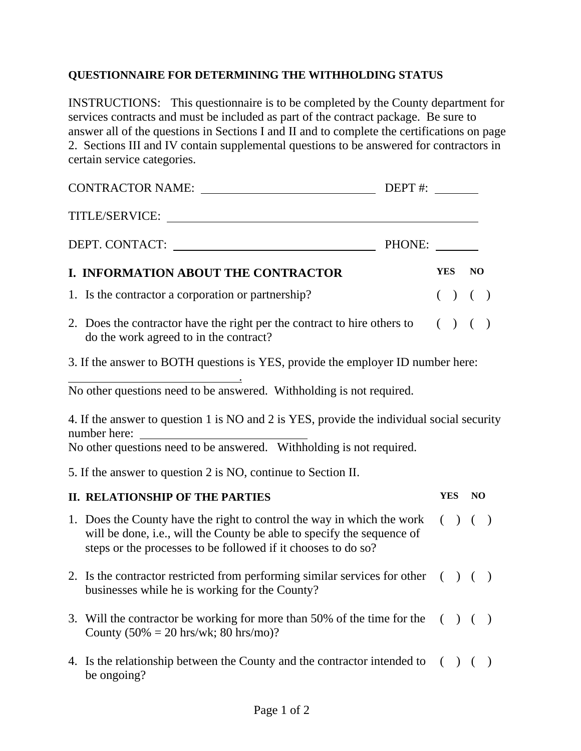**QUESTIONNAIRE FOR DETERMINING THE WITHHOLDING STATUS**

INSTRUCTIONS: This questionnaire is to be completed by the County department for services contracts and must be included as part of the contract package. Be sure to answer all of the questions in Sections I and II and to complete the certifications on page 2. Sections III and IV contain supplemental questions to be answered for contractors in certain service categories.

CONTRACTOR NAME: ____________________________ DEPT #: _______

TITLE/SERVICE: ________________________________________________

DEPT. CONTACT: ______________________________ PHONE: _______

| **I. INFORMATION ABOUT THE CONTRACTOR** | **YES** | **NO** |
|---|---|---|
| 1. Is the contractor a corporation or partnership? | ( ) | ( ) |
| 2. Does the contractor have the right per the contract to hire others to do the work agreed to in the contract? | ( ) | ( ) |

3. If the answer to BOTH questions is YES, provide the employer ID number here: ____________________________.
No other questions need to be answered. Withholding is not required.

4. If the answer to question 1 is NO and 2 is YES, provide the individual social security number here: ____________________________
No other questions need to be answered. Withholding is not required.

5. If the answer to question 2 is NO, continue to Section II.

| **II. RELATIONSHIP OF THE PARTIES** | **YES** | **NO** |
|---|---|---|
| 1. Does the County have the right to control the way in which the work will be done, i.e., will the County be able to specify the sequence of steps or the processes to be followed if it chooses to do so? | ( ) | ( ) |
| 2. Is the contractor restricted from performing similar services for other businesses while he is working for the County? | ( ) | ( ) |
| 3. Will the contractor be working for more than 50% of the time for the County (50% = 20 hrs/wk; 80 hrs/mo)? | ( ) | ( ) |
| 4. Is the relationship between the County and the contractor intended to be ongoing? | ( ) | ( ) |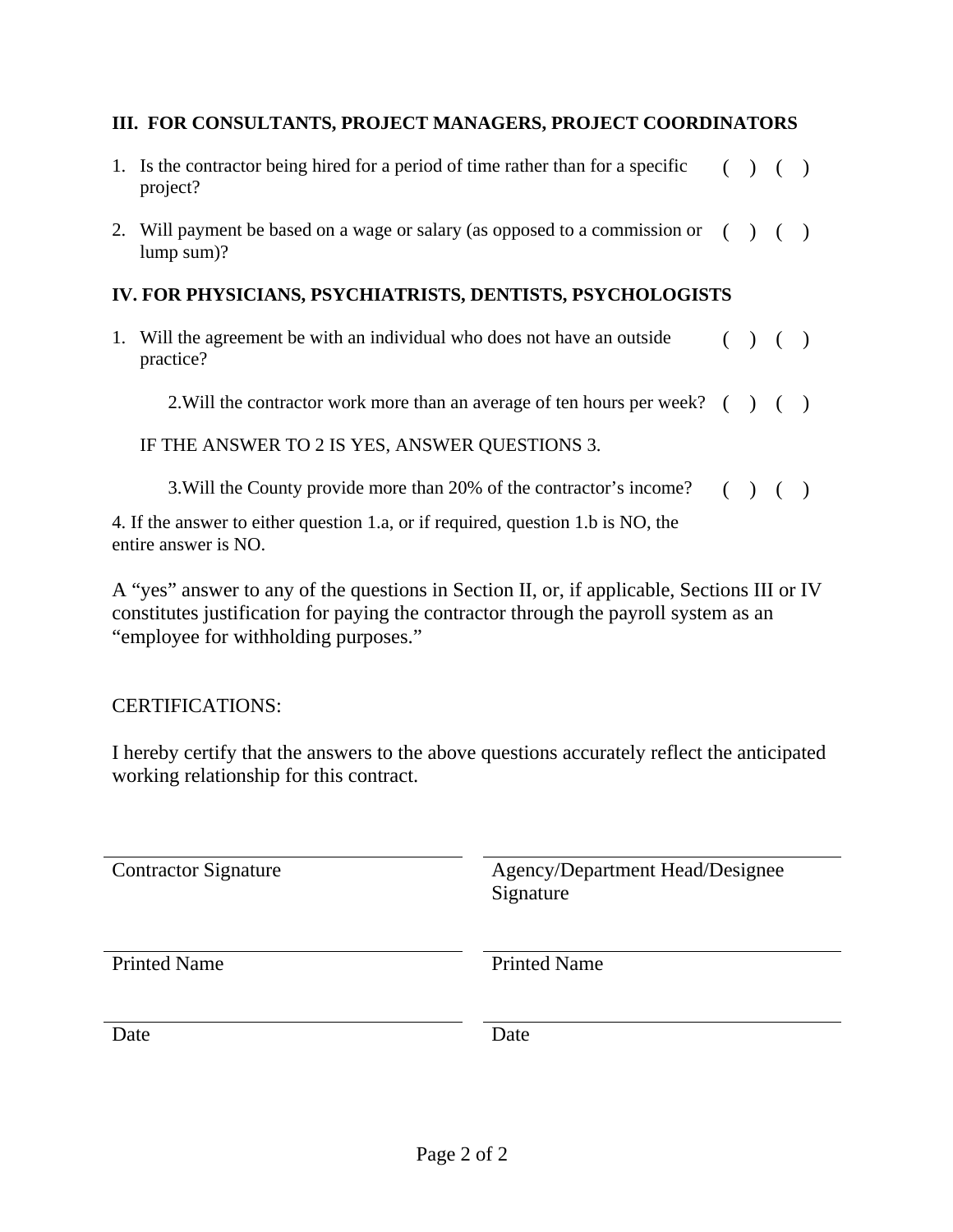### III. FOR CONSULTANTS, PROJECT MANAGERS, PROJECT COORDINATORS

1. Is the contractor being hired for a period of time rather than for a specific project? ( ) ( )

2. Will payment be based on a wage or salary (as opposed to a commission or lump sum)? ( ) ( )

### IV. FOR PHYSICIANS, PSYCHIATRISTS, DENTISTS, PSYCHOLOGISTS

1. Will the agreement be with an individual who does not have an outside practice? ( ) ( )

   2.Will the contractor work more than an average of ten hours per week? ( ) ( )

   IF THE ANSWER TO 2 IS YES, ANSWER QUESTIONS 3.

   3.Will the County provide more than 20% of the contractor's income? ( ) ( )

4. If the answer to either question 1.a, or if required, question 1.b is NO, the entire answer is NO.

A "yes" answer to any of the questions in Section II, or, if applicable, Sections III or IV constitutes justification for paying the contractor through the payroll system as an "employee for withholding purposes."

CERTIFICATIONS:

I hereby certify that the answers to the above questions accurately reflect the anticipated working relationship for this contract.

| | |
|---|---|
| Contractor Signature | Agency/Department Head/Designee Signature |
| Printed Name | Printed Name |
| Date | Date |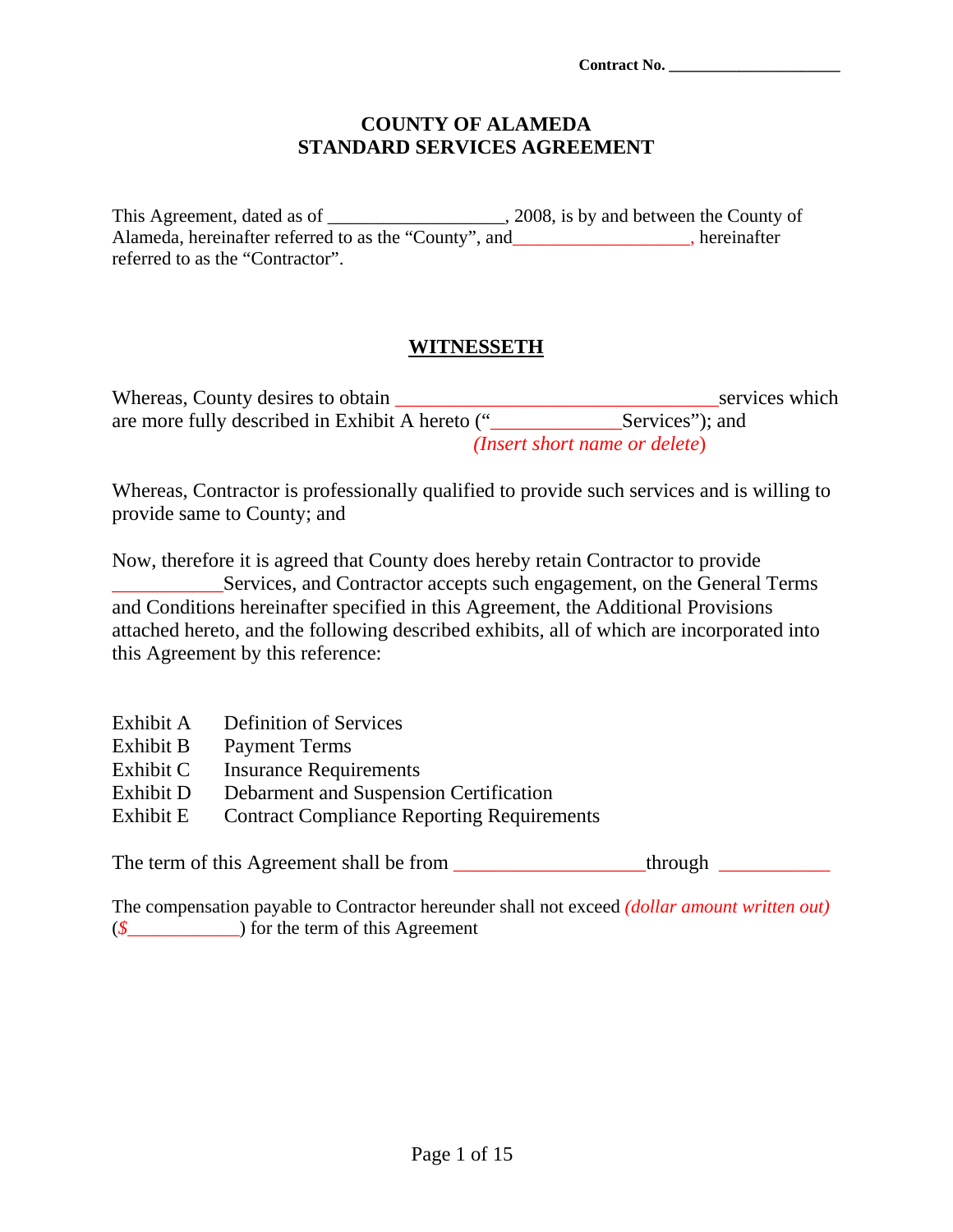**Contract No. ____________________**

# COUNTY OF ALAMEDA
# STANDARD SERVICES AGREEMENT

This Agreement, dated as of __________________, 2008, is by and between the County of Alameda, hereinafter referred to as the "County", and__________________, hereinafter referred to as the "Contractor".

## WITNESSETH

Whereas, County desires to obtain ______________________________services which are more fully described in Exhibit A hereto ("____________Services"); and
*(Insert short name or delete)*

Whereas, Contractor is professionally qualified to provide such services and is willing to provide same to County; and

Now, therefore it is agreed that County does hereby retain Contractor to provide __________Services, and Contractor accepts such engagement, on the General Terms and Conditions hereinafter specified in this Agreement, the Additional Provisions attached hereto, and the following described exhibits, all of which are incorporated into this Agreement by this reference:

| | |
|---|---|
| Exhibit A | Definition of Services |
| Exhibit B | Payment Terms |
| Exhibit C | Insurance Requirements |
| Exhibit D | Debarment and Suspension Certification |
| Exhibit E | Contract Compliance Reporting Requirements |

The term of this Agreement shall be from __________________through __________

The compensation payable to Contractor hereunder shall not exceed *(dollar amount written out)* (*$*___________) for the term of this Agreement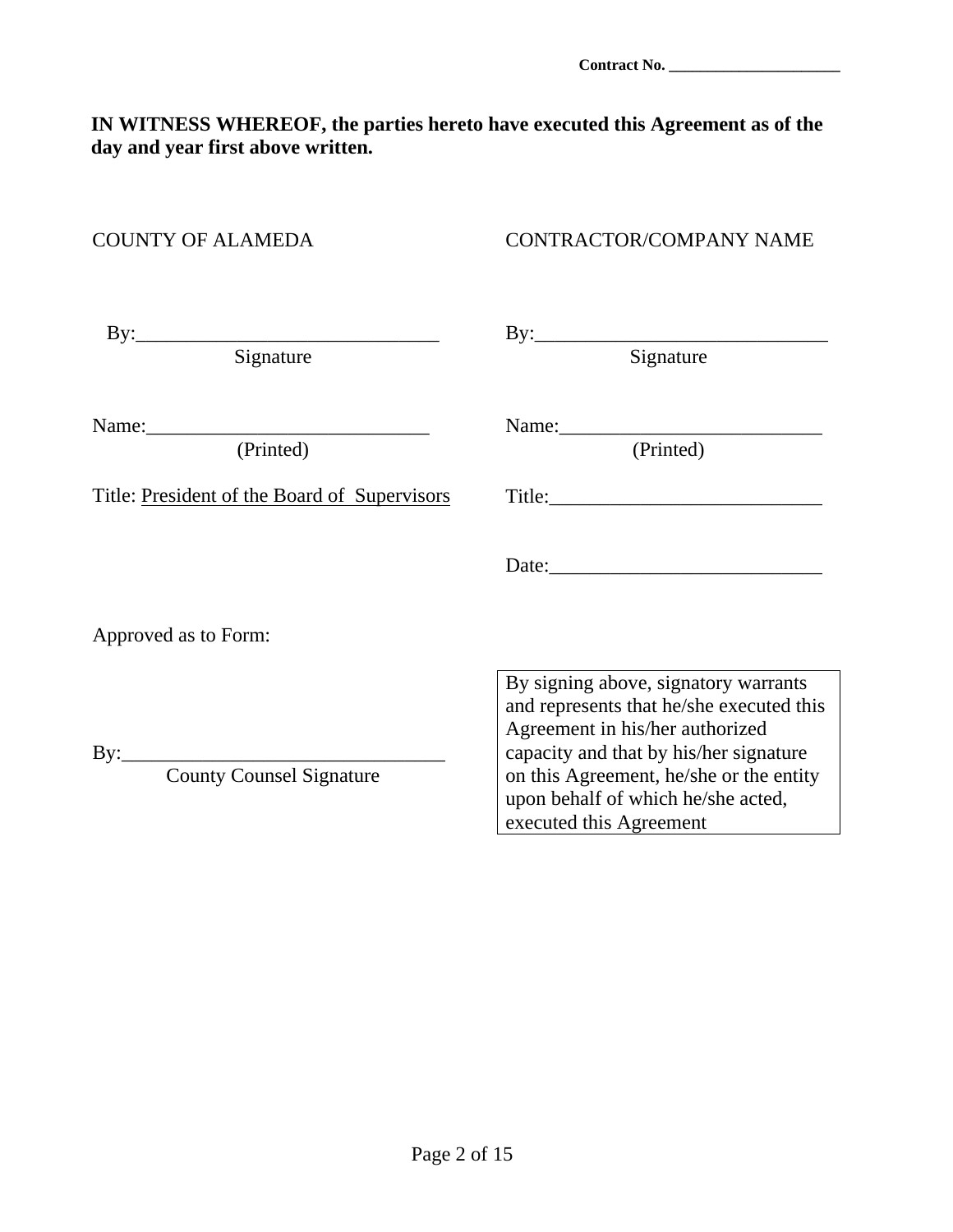Contract No. ______________________

**IN WITNESS WHEREOF, the parties hereto have executed this Agreement as of the day and year first above written.**

| COUNTY OF ALAMEDA | CONTRACTOR/COMPANY NAME |
|---|---|
| By:______________________________ Signature | By:______________________________ Signature |
| Name:____________________________ (Printed) | Name:__________________________ (Printed) |
| Title: President of the Board of Supervisors | Title:___________________________ |
| | Date:___________________________ |

Approved as to Form:

By:________________________________
County Counsel Signature

> By signing above, signatory warrants and represents that he/she executed this Agreement in his/her authorized capacity and that by his/her signature on this Agreement, he/she or the entity upon behalf of which he/she acted, executed this Agreement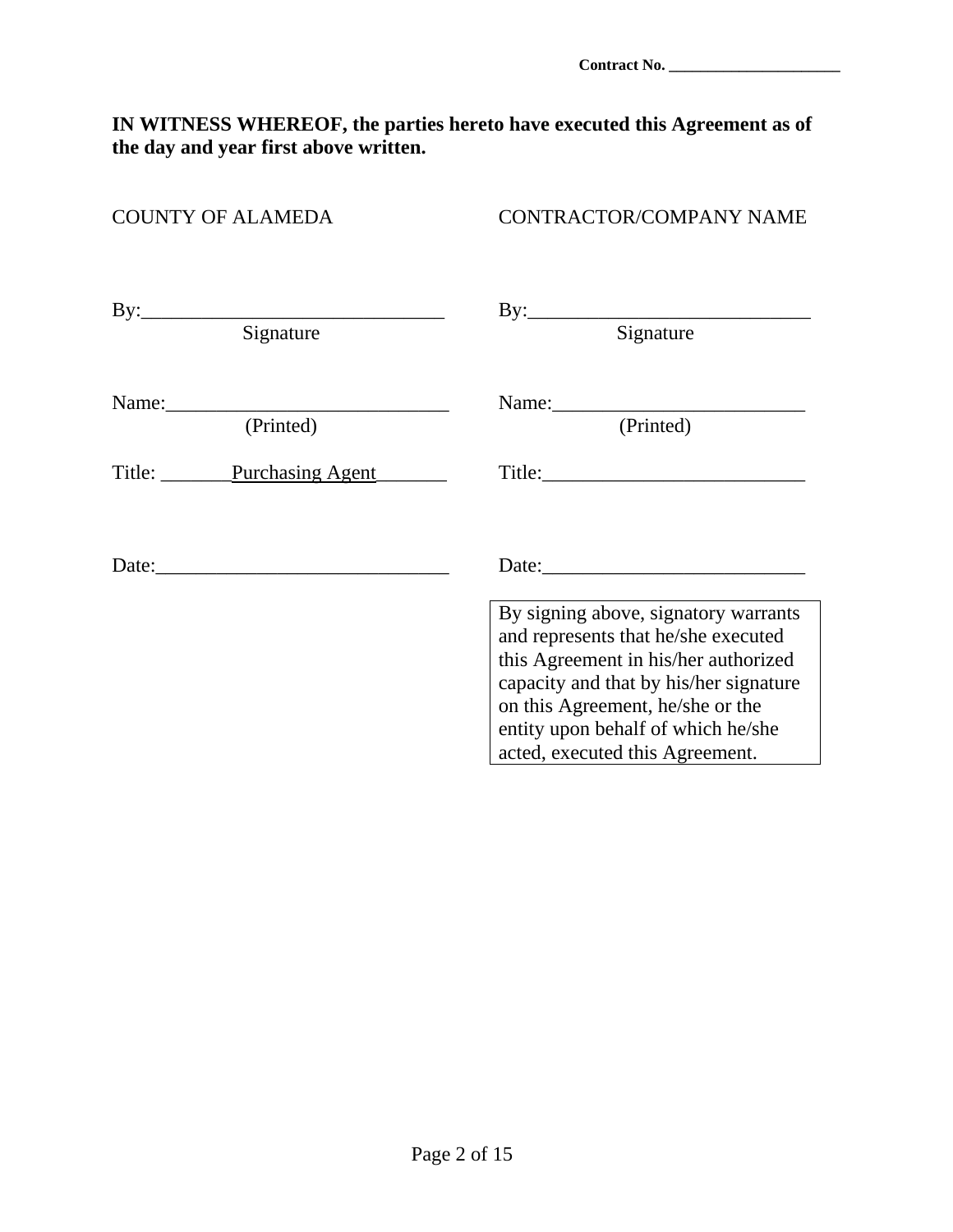Contract No. ______________________

**IN WITNESS WHEREOF, the parties hereto have executed this Agreement as of the day and year first above written.**

| COUNTY OF ALAMEDA | CONTRACTOR/COMPANY NAME |
| --- | --- |
| By:______________________________ Signature | By:____________________________ Signature |
| Name:____________________________ (Printed) | Name:_________________________ (Printed) |
| Title: _______Purchasing Agent_______ | Title:__________________________ |
| Date:_____________________________ | Date:__________________________ |

> By signing above, signatory warrants and represents that he/she executed this Agreement in his/her authorized capacity and that by his/her signature on this Agreement, he/she or the entity upon behalf of which he/she acted, executed this Agreement.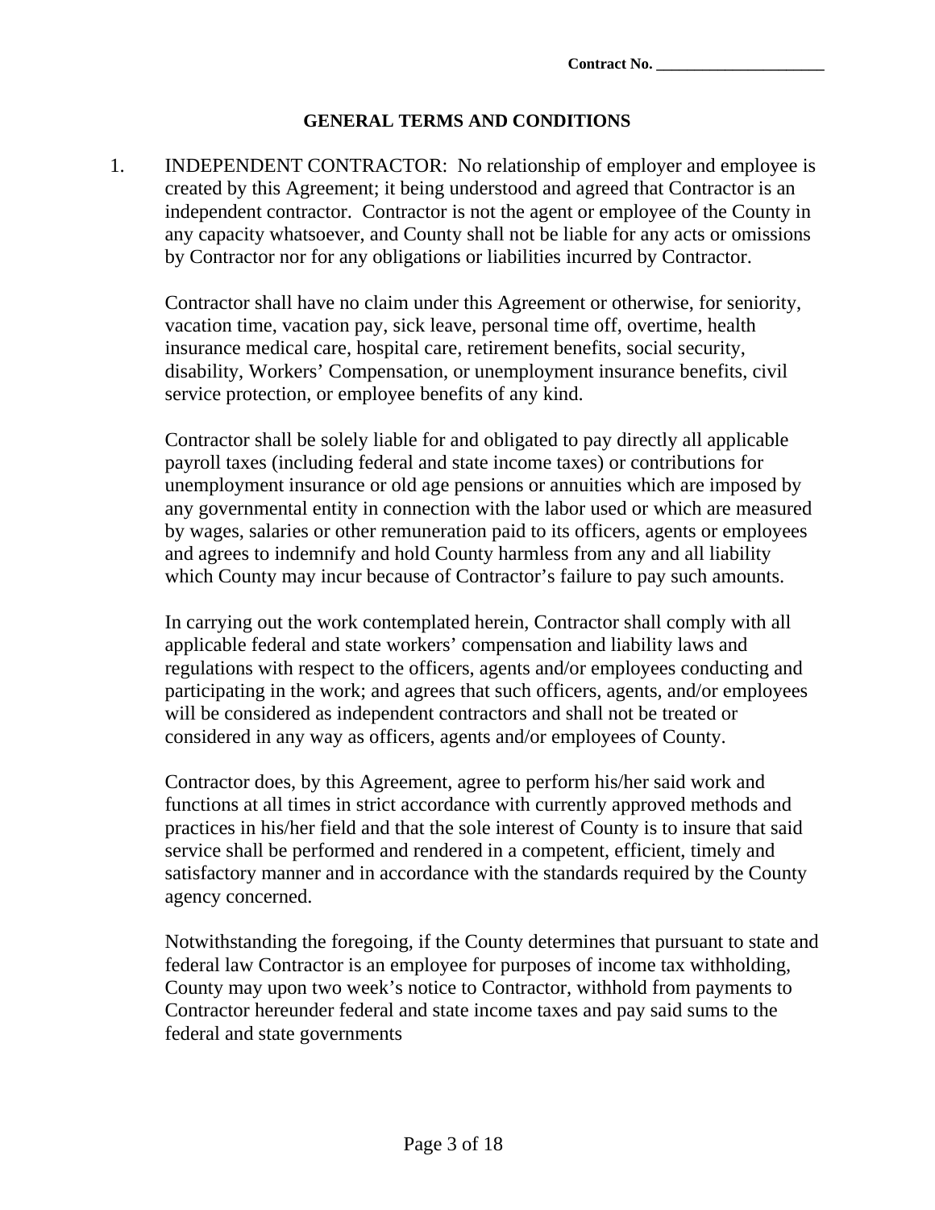Contract No. ______________________

## GENERAL TERMS AND CONDITIONS

1. INDEPENDENT CONTRACTOR: No relationship of employer and employee is created by this Agreement; it being understood and agreed that Contractor is an independent contractor. Contractor is not the agent or employee of the County in any capacity whatsoever, and County shall not be liable for any acts or omissions by Contractor nor for any obligations or liabilities incurred by Contractor.

   Contractor shall have no claim under this Agreement or otherwise, for seniority, vacation time, vacation pay, sick leave, personal time off, overtime, health insurance medical care, hospital care, retirement benefits, social security, disability, Workers' Compensation, or unemployment insurance benefits, civil service protection, or employee benefits of any kind.

   Contractor shall be solely liable for and obligated to pay directly all applicable payroll taxes (including federal and state income taxes) or contributions for unemployment insurance or old age pensions or annuities which are imposed by any governmental entity in connection with the labor used or which are measured by wages, salaries or other remuneration paid to its officers, agents or employees and agrees to indemnify and hold County harmless from any and all liability which County may incur because of Contractor's failure to pay such amounts.

   In carrying out the work contemplated herein, Contractor shall comply with all applicable federal and state workers' compensation and liability laws and regulations with respect to the officers, agents and/or employees conducting and participating in the work; and agrees that such officers, agents, and/or employees will be considered as independent contractors and shall not be treated or considered in any way as officers, agents and/or employees of County.

   Contractor does, by this Agreement, agree to perform his/her said work and functions at all times in strict accordance with currently approved methods and practices in his/her field and that the sole interest of County is to insure that said service shall be performed and rendered in a competent, efficient, timely and satisfactory manner and in accordance with the standards required by the County agency concerned.

   Notwithstanding the foregoing, if the County determines that pursuant to state and federal law Contractor is an employee for purposes of income tax withholding, County may upon two week's notice to Contractor, withhold from payments to Contractor hereunder federal and state income taxes and pay said sums to the federal and state governments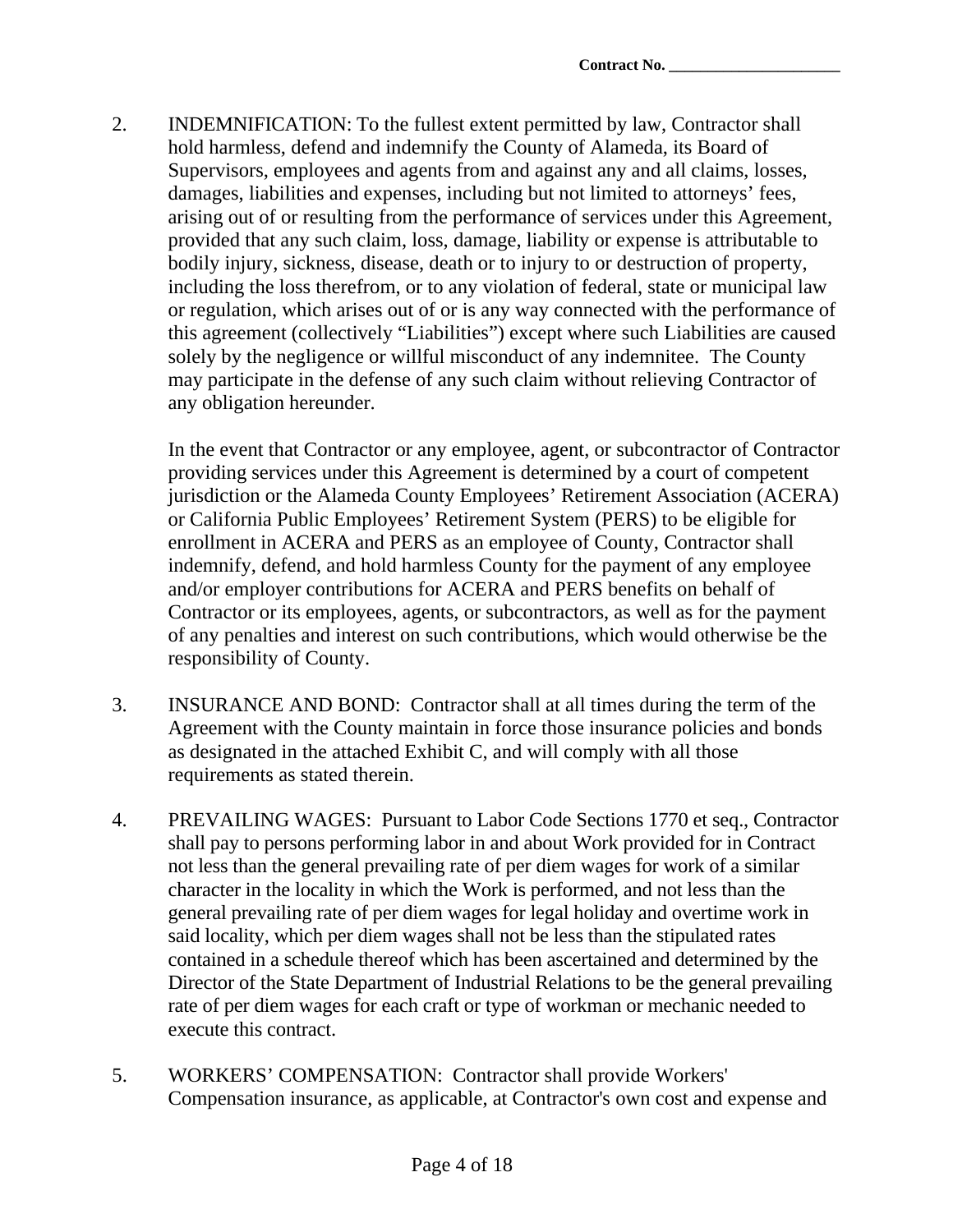2. INDEMNIFICATION: To the fullest extent permitted by law, Contractor shall hold harmless, defend and indemnify the County of Alameda, its Board of Supervisors, employees and agents from and against any and all claims, losses, damages, liabilities and expenses, including but not limited to attorneys' fees, arising out of or resulting from the performance of services under this Agreement, provided that any such claim, loss, damage, liability or expense is attributable to bodily injury, sickness, disease, death or to injury to or destruction of property, including the loss therefrom, or to any violation of federal, state or municipal law or regulation, which arises out of or is any way connected with the performance of this agreement (collectively "Liabilities") except where such Liabilities are caused solely by the negligence or willful misconduct of any indemnitee. The County may participate in the defense of any such claim without relieving Contractor of any obligation hereunder.

   In the event that Contractor or any employee, agent, or subcontractor of Contractor providing services under this Agreement is determined by a court of competent jurisdiction or the Alameda County Employees' Retirement Association (ACERA) or California Public Employees' Retirement System (PERS) to be eligible for enrollment in ACERA and PERS as an employee of County, Contractor shall indemnify, defend, and hold harmless County for the payment of any employee and/or employer contributions for ACERA and PERS benefits on behalf of Contractor or its employees, agents, or subcontractors, as well as for the payment of any penalties and interest on such contributions, which would otherwise be the responsibility of County.

3. INSURANCE AND BOND: Contractor shall at all times during the term of the Agreement with the County maintain in force those insurance policies and bonds as designated in the attached Exhibit C, and will comply with all those requirements as stated therein.

4. PREVAILING WAGES: Pursuant to Labor Code Sections 1770 et seq., Contractor shall pay to persons performing labor in and about Work provided for in Contract not less than the general prevailing rate of per diem wages for work of a similar character in the locality in which the Work is performed, and not less than the general prevailing rate of per diem wages for legal holiday and overtime work in said locality, which per diem wages shall not be less than the stipulated rates contained in a schedule thereof which has been ascertained and determined by the Director of the State Department of Industrial Relations to be the general prevailing rate of per diem wages for each craft or type of workman or mechanic needed to execute this contract.

5. WORKERS' COMPENSATION: Contractor shall provide Workers' Compensation insurance, as applicable, at Contractor's own cost and expense and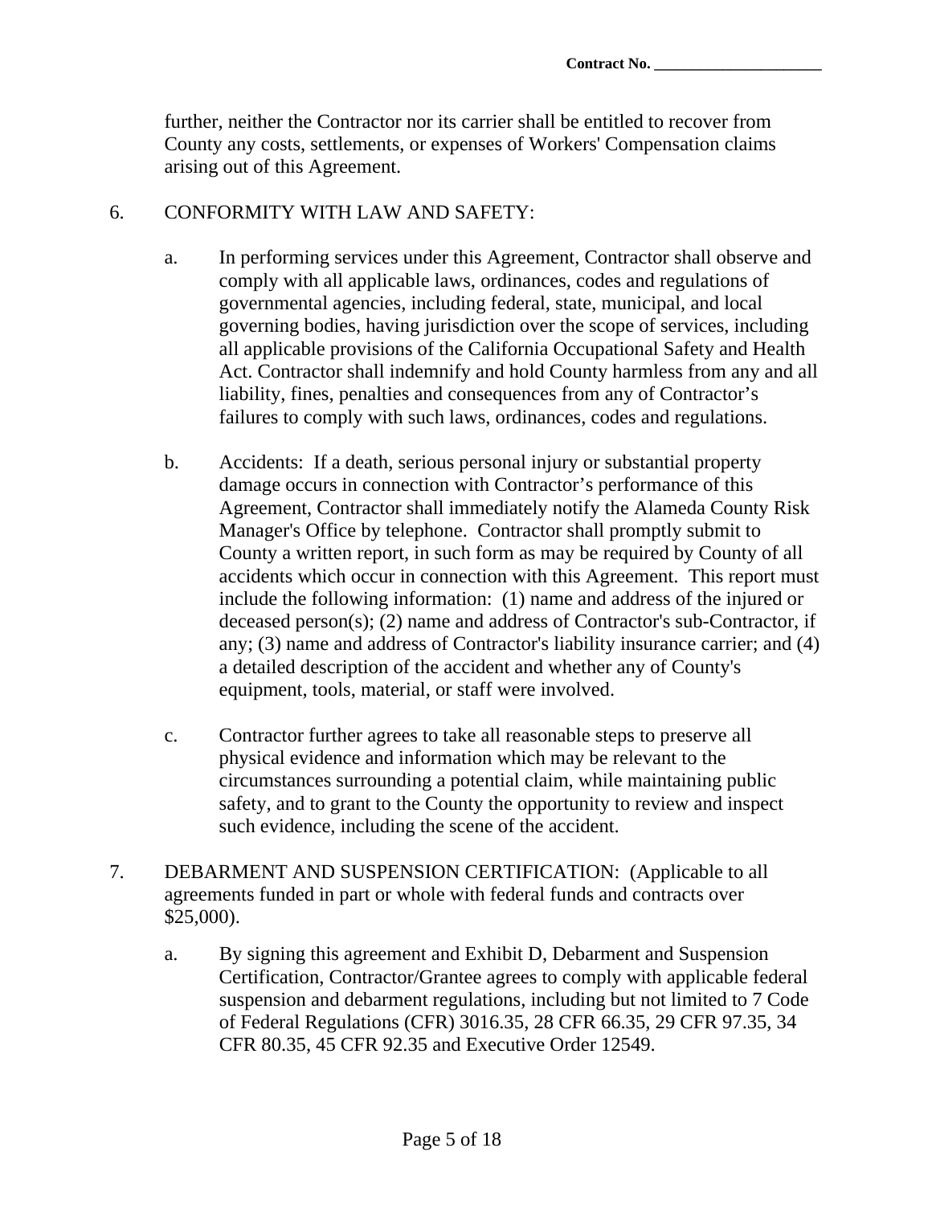further, neither the Contractor nor its carrier shall be entitled to recover from County any costs, settlements, or expenses of Workers' Compensation claims arising out of this Agreement.

6. CONFORMITY WITH LAW AND SAFETY:

   a. In performing services under this Agreement, Contractor shall observe and comply with all applicable laws, ordinances, codes and regulations of governmental agencies, including federal, state, municipal, and local governing bodies, having jurisdiction over the scope of services, including all applicable provisions of the California Occupational Safety and Health Act. Contractor shall indemnify and hold County harmless from any and all liability, fines, penalties and consequences from any of Contractor's failures to comply with such laws, ordinances, codes and regulations.

   b. Accidents: If a death, serious personal injury or substantial property damage occurs in connection with Contractor's performance of this Agreement, Contractor shall immediately notify the Alameda County Risk Manager's Office by telephone. Contractor shall promptly submit to County a written report, in such form as may be required by County of all accidents which occur in connection with this Agreement. This report must include the following information: (1) name and address of the injured or deceased person(s); (2) name and address of Contractor's sub-Contractor, if any; (3) name and address of Contractor's liability insurance carrier; and (4) a detailed description of the accident and whether any of County's equipment, tools, material, or staff were involved.

   c. Contractor further agrees to take all reasonable steps to preserve all physical evidence and information which may be relevant to the circumstances surrounding a potential claim, while maintaining public safety, and to grant to the County the opportunity to review and inspect such evidence, including the scene of the accident.

7. DEBARMENT AND SUSPENSION CERTIFICATION: (Applicable to all agreements funded in part or whole with federal funds and contracts over $25,000).

   a. By signing this agreement and Exhibit D, Debarment and Suspension Certification, Contractor/Grantee agrees to comply with applicable federal suspension and debarment regulations, including but not limited to 7 Code of Federal Regulations (CFR) 3016.35, 28 CFR 66.35, 29 CFR 97.35, 34 CFR 80.35, 45 CFR 92.35 and Executive Order 12549.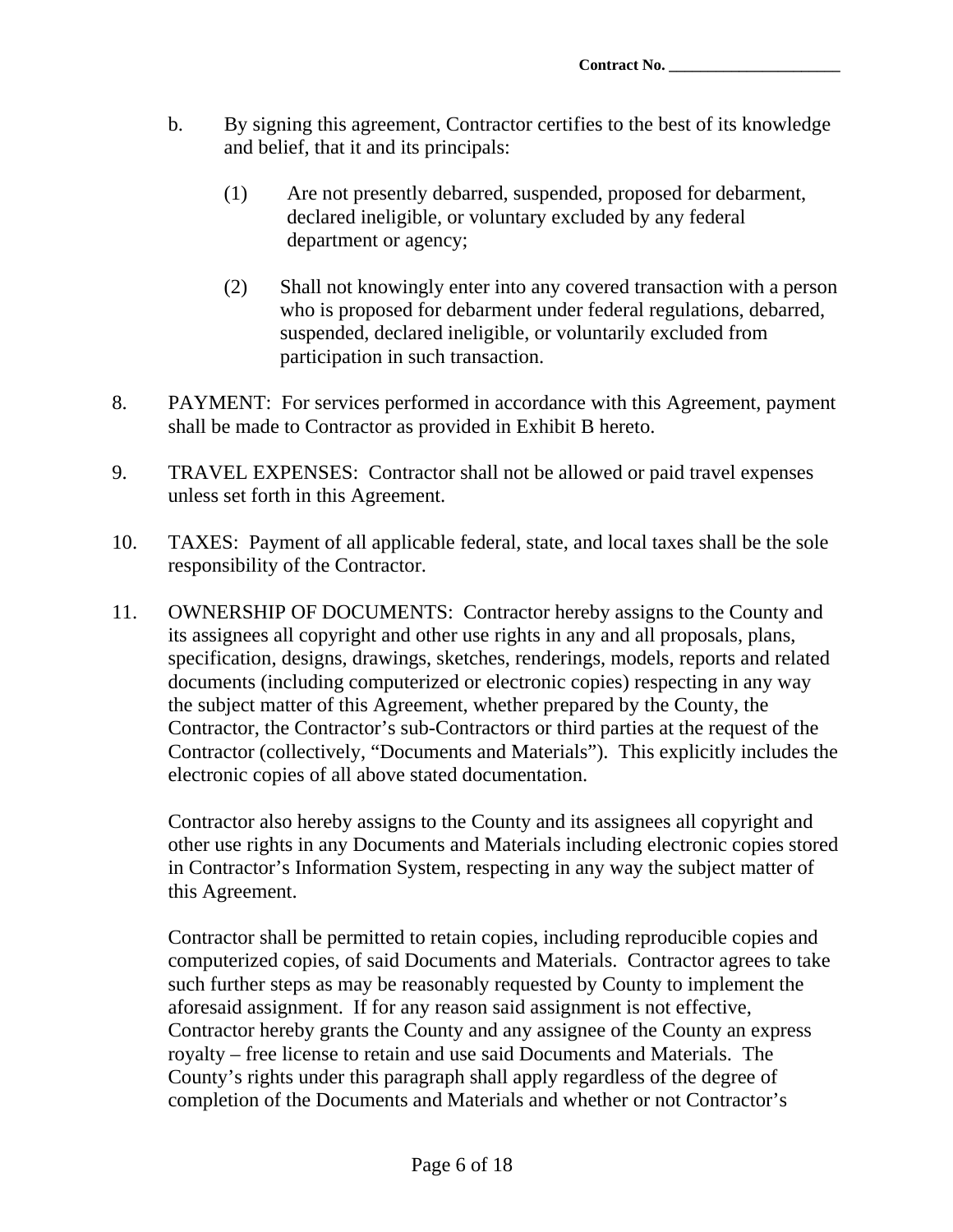b. By signing this agreement, Contractor certifies to the best of its knowledge and belief, that it and its principals:

   (1) Are not presently debarred, suspended, proposed for debarment, declared ineligible, or voluntary excluded by any federal department or agency;

   (2) Shall not knowingly enter into any covered transaction with a person who is proposed for debarment under federal regulations, debarred, suspended, declared ineligible, or voluntarily excluded from participation in such transaction.

8. PAYMENT: For services performed in accordance with this Agreement, payment shall be made to Contractor as provided in Exhibit B hereto.

9. TRAVEL EXPENSES: Contractor shall not be allowed or paid travel expenses unless set forth in this Agreement.

10. TAXES: Payment of all applicable federal, state, and local taxes shall be the sole responsibility of the Contractor.

11. OWNERSHIP OF DOCUMENTS: Contractor hereby assigns to the County and its assignees all copyright and other use rights in any and all proposals, plans, specification, designs, drawings, sketches, renderings, models, reports and related documents (including computerized or electronic copies) respecting in any way the subject matter of this Agreement, whether prepared by the County, the Contractor, the Contractor's sub-Contractors or third parties at the request of the Contractor (collectively, "Documents and Materials"). This explicitly includes the electronic copies of all above stated documentation.

    Contractor also hereby assigns to the County and its assignees all copyright and other use rights in any Documents and Materials including electronic copies stored in Contractor's Information System, respecting in any way the subject matter of this Agreement.

    Contractor shall be permitted to retain copies, including reproducible copies and computerized copies, of said Documents and Materials. Contractor agrees to take such further steps as may be reasonably requested by County to implement the aforesaid assignment. If for any reason said assignment is not effective, Contractor hereby grants the County and any assignee of the County an express royalty – free license to retain and use said Documents and Materials. The County's rights under this paragraph shall apply regardless of the degree of completion of the Documents and Materials and whether or not Contractor's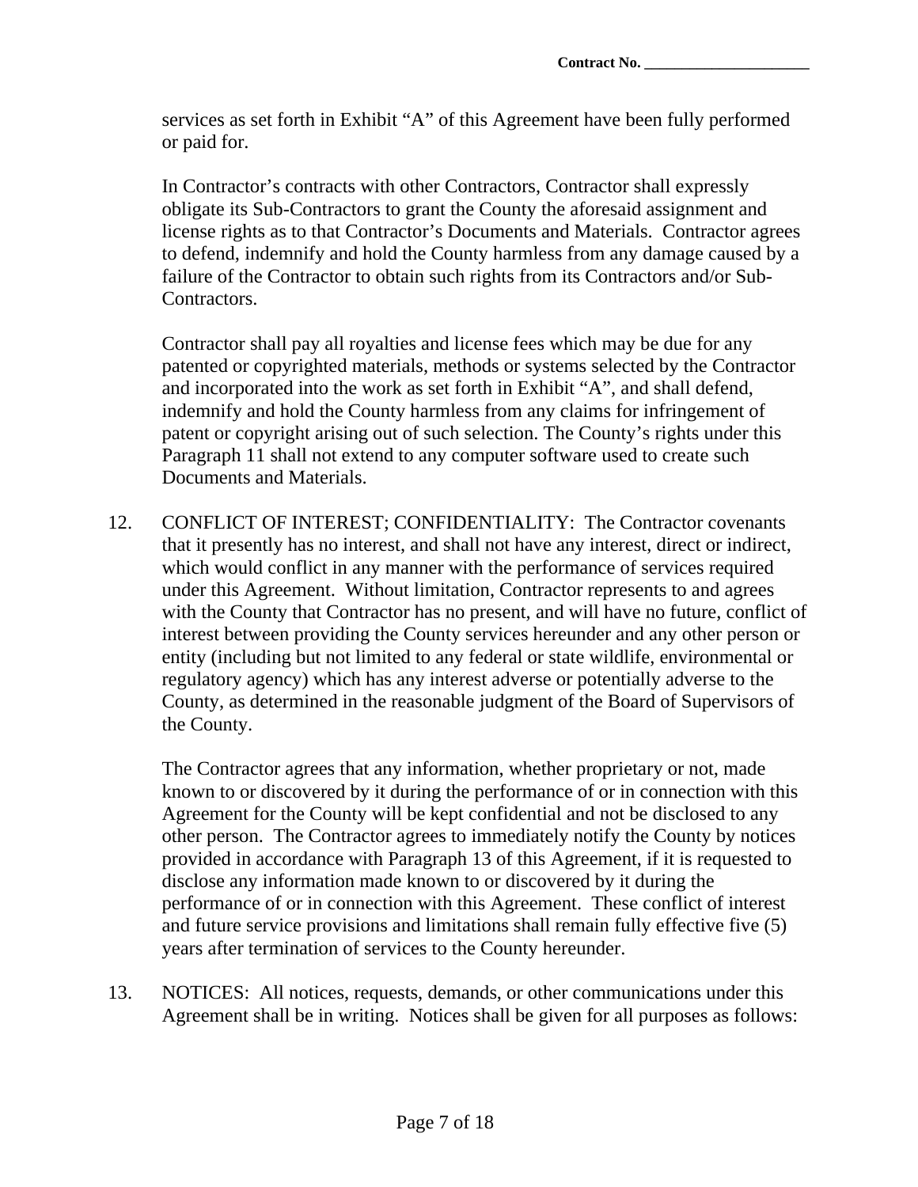services as set forth in Exhibit "A" of this Agreement have been fully performed or paid for.

In Contractor's contracts with other Contractors, Contractor shall expressly obligate its Sub-Contractors to grant the County the aforesaid assignment and license rights as to that Contractor's Documents and Materials. Contractor agrees to defend, indemnify and hold the County harmless from any damage caused by a failure of the Contractor to obtain such rights from its Contractors and/or Sub-Contractors.

Contractor shall pay all royalties and license fees which may be due for any patented or copyrighted materials, methods or systems selected by the Contractor and incorporated into the work as set forth in Exhibit "A", and shall defend, indemnify and hold the County harmless from any claims for infringement of patent or copyright arising out of such selection. The County's rights under this Paragraph 11 shall not extend to any computer software used to create such Documents and Materials.

12. CONFLICT OF INTEREST; CONFIDENTIALITY: The Contractor covenants that it presently has no interest, and shall not have any interest, direct or indirect, which would conflict in any manner with the performance of services required under this Agreement. Without limitation, Contractor represents to and agrees with the County that Contractor has no present, and will have no future, conflict of interest between providing the County services hereunder and any other person or entity (including but not limited to any federal or state wildlife, environmental or regulatory agency) which has any interest adverse or potentially adverse to the County, as determined in the reasonable judgment of the Board of Supervisors of the County.

    The Contractor agrees that any information, whether proprietary or not, made known to or discovered by it during the performance of or in connection with this Agreement for the County will be kept confidential and not be disclosed to any other person. The Contractor agrees to immediately notify the County by notices provided in accordance with Paragraph 13 of this Agreement, if it is requested to disclose any information made known to or discovered by it during the performance of or in connection with this Agreement. These conflict of interest and future service provisions and limitations shall remain fully effective five (5) years after termination of services to the County hereunder.

13. NOTICES: All notices, requests, demands, or other communications under this Agreement shall be in writing. Notices shall be given for all purposes as follows: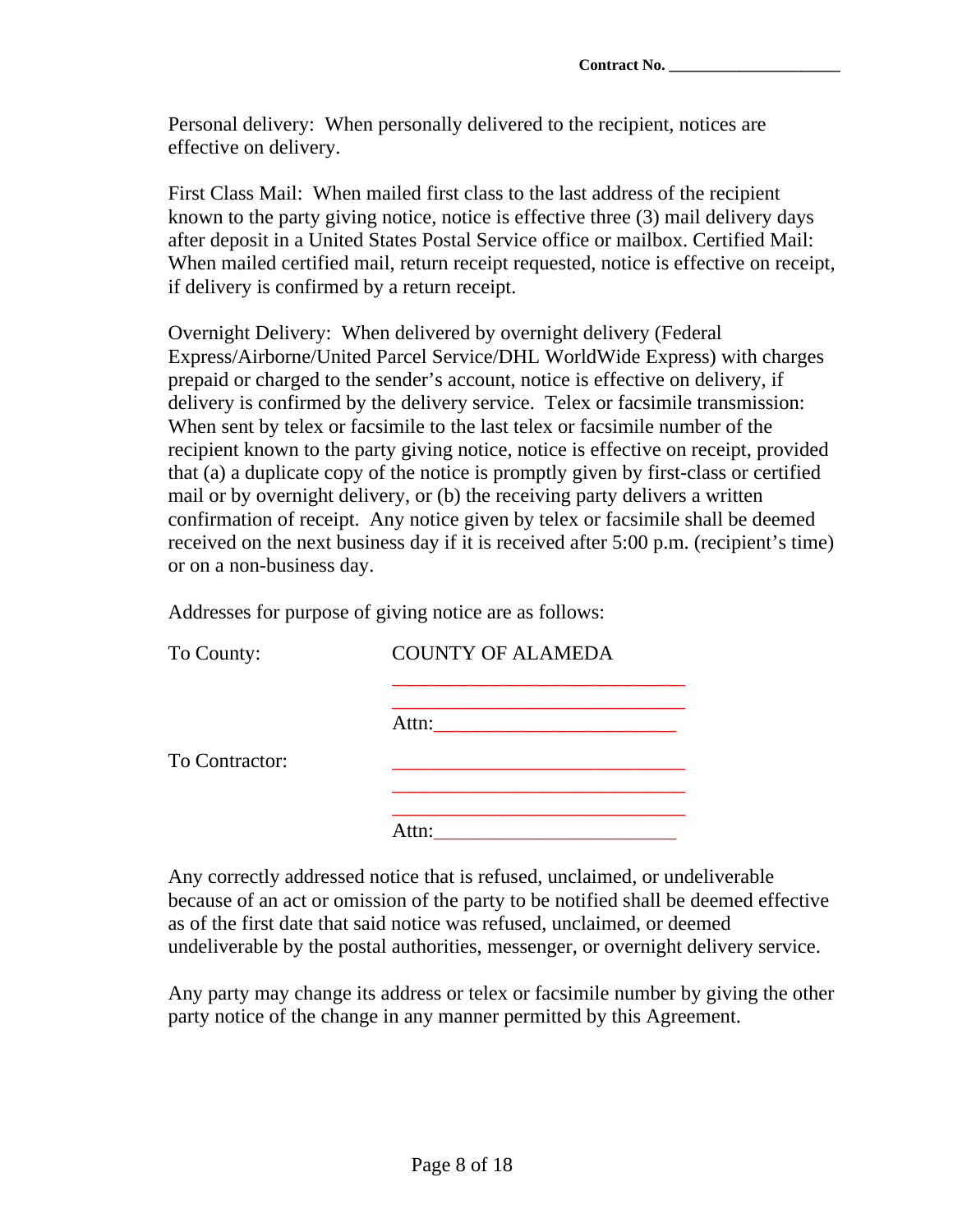Personal delivery: When personally delivered to the recipient, notices are effective on delivery.

First Class Mail: When mailed first class to the last address of the recipient known to the party giving notice, notice is effective three (3) mail delivery days after deposit in a United States Postal Service office or mailbox. Certified Mail: When mailed certified mail, return receipt requested, notice is effective on receipt, if delivery is confirmed by a return receipt.

Overnight Delivery: When delivered by overnight delivery (Federal Express/Airborne/United Parcel Service/DHL WorldWide Express) with charges prepaid or charged to the sender's account, notice is effective on delivery, if delivery is confirmed by the delivery service. Telex or facsimile transmission: When sent by telex or facsimile to the last telex or facsimile number of the recipient known to the party giving notice, notice is effective on receipt, provided that (a) a duplicate copy of the notice is promptly given by first-class or certified mail or by overnight delivery, or (b) the receiving party delivers a written confirmation of receipt. Any notice given by telex or facsimile shall be deemed received on the next business day if it is received after 5:00 p.m. (recipient's time) or on a non-business day.

Addresses for purpose of giving notice are as follows:

To County: COUNTY OF ALAMEDA
_____________________________
_____________________________
Attn:________________________

To Contractor: _____________________________
_____________________________
_____________________________
Attn:________________________

Any correctly addressed notice that is refused, unclaimed, or undeliverable because of an act or omission of the party to be notified shall be deemed effective as of the first date that said notice was refused, unclaimed, or deemed undeliverable by the postal authorities, messenger, or overnight delivery service.

Any party may change its address or telex or facsimile number by giving the other party notice of the change in any manner permitted by this Agreement.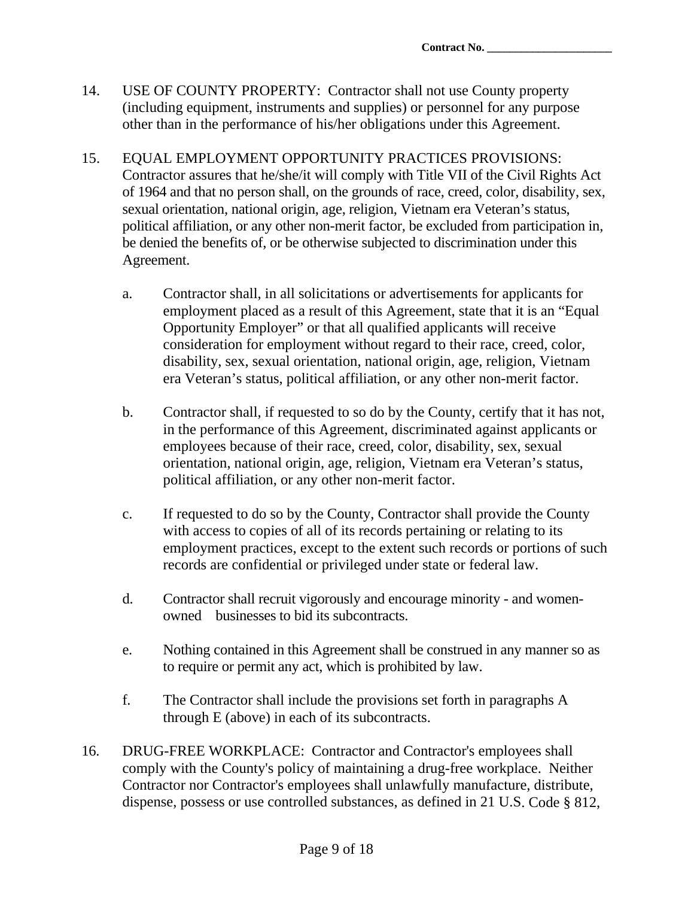14. USE OF COUNTY PROPERTY: Contractor shall not use County property (including equipment, instruments and supplies) or personnel for any purpose other than in the performance of his/her obligations under this Agreement.

15. EQUAL EMPLOYMENT OPPORTUNITY PRACTICES PROVISIONS: Contractor assures that he/she/it will comply with Title VII of the Civil Rights Act of 1964 and that no person shall, on the grounds of race, creed, color, disability, sex, sexual orientation, national origin, age, religion, Vietnam era Veteran's status, political affiliation, or any other non-merit factor, be excluded from participation in, be denied the benefits of, or be otherwise subjected to discrimination under this Agreement.

    a. Contractor shall, in all solicitations or advertisements for applicants for employment placed as a result of this Agreement, state that it is an "Equal Opportunity Employer" or that all qualified applicants will receive consideration for employment without regard to their race, creed, color, disability, sex, sexual orientation, national origin, age, religion, Vietnam era Veteran's status, political affiliation, or any other non-merit factor.

    b. Contractor shall, if requested to so do by the County, certify that it has not, in the performance of this Agreement, discriminated against applicants or employees because of their race, creed, color, disability, sex, sexual orientation, national origin, age, religion, Vietnam era Veteran's status, political affiliation, or any other non-merit factor.

    c. If requested to do so by the County, Contractor shall provide the County with access to copies of all of its records pertaining or relating to its employment practices, except to the extent such records or portions of such records are confidential or privileged under state or federal law.

    d. Contractor shall recruit vigorously and encourage minority - and women-owned businesses to bid its subcontracts.

    e. Nothing contained in this Agreement shall be construed in any manner so as to require or permit any act, which is prohibited by law.

    f. The Contractor shall include the provisions set forth in paragraphs A through E (above) in each of its subcontracts.

16. DRUG-FREE WORKPLACE: Contractor and Contractor's employees shall comply with the County's policy of maintaining a drug-free workplace. Neither Contractor nor Contractor's employees shall unlawfully manufacture, distribute, dispense, possess or use controlled substances, as defined in 21 U.S. Code § 812,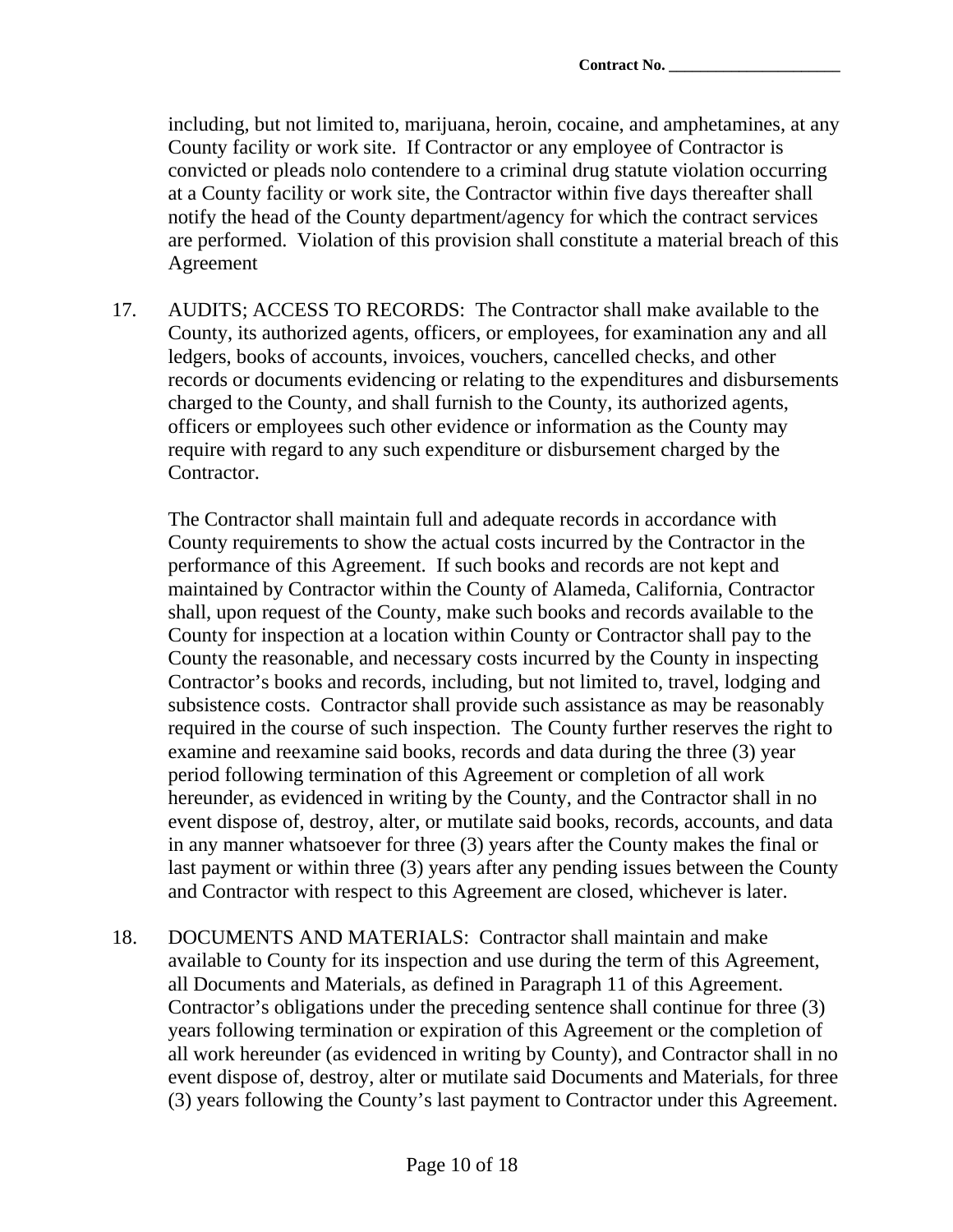including, but not limited to, marijuana, heroin, cocaine, and amphetamines, at any County facility or work site. If Contractor or any employee of Contractor is convicted or pleads nolo contendere to a criminal drug statute violation occurring at a County facility or work site, the Contractor within five days thereafter shall notify the head of the County department/agency for which the contract services are performed. Violation of this provision shall constitute a material breach of this Agreement

17. AUDITS; ACCESS TO RECORDS: The Contractor shall make available to the County, its authorized agents, officers, or employees, for examination any and all ledgers, books of accounts, invoices, vouchers, cancelled checks, and other records or documents evidencing or relating to the expenditures and disbursements charged to the County, and shall furnish to the County, its authorized agents, officers or employees such other evidence or information as the County may require with regard to any such expenditure or disbursement charged by the Contractor.

    The Contractor shall maintain full and adequate records in accordance with County requirements to show the actual costs incurred by the Contractor in the performance of this Agreement. If such books and records are not kept and maintained by Contractor within the County of Alameda, California, Contractor shall, upon request of the County, make such books and records available to the County for inspection at a location within County or Contractor shall pay to the County the reasonable, and necessary costs incurred by the County in inspecting Contractor's books and records, including, but not limited to, travel, lodging and subsistence costs. Contractor shall provide such assistance as may be reasonably required in the course of such inspection. The County further reserves the right to examine and reexamine said books, records and data during the three (3) year period following termination of this Agreement or completion of all work hereunder, as evidenced in writing by the County, and the Contractor shall in no event dispose of, destroy, alter, or mutilate said books, records, accounts, and data in any manner whatsoever for three (3) years after the County makes the final or last payment or within three (3) years after any pending issues between the County and Contractor with respect to this Agreement are closed, whichever is later.

18. DOCUMENTS AND MATERIALS: Contractor shall maintain and make available to County for its inspection and use during the term of this Agreement, all Documents and Materials, as defined in Paragraph 11 of this Agreement. Contractor's obligations under the preceding sentence shall continue for three (3) years following termination or expiration of this Agreement or the completion of all work hereunder (as evidenced in writing by County), and Contractor shall in no event dispose of, destroy, alter or mutilate said Documents and Materials, for three (3) years following the County's last payment to Contractor under this Agreement.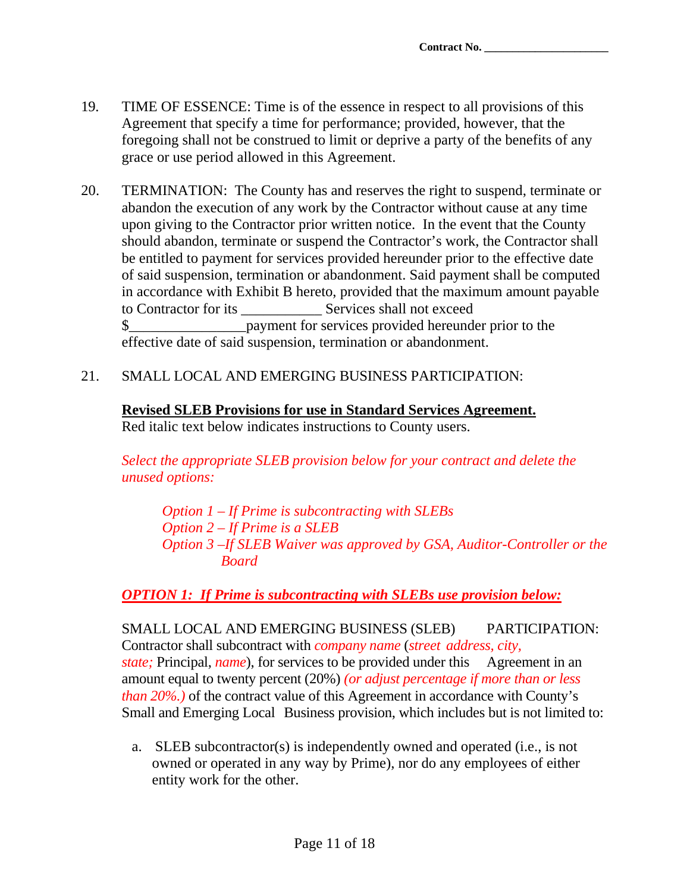Contract No. ____________________

19. TIME OF ESSENCE: Time is of the essence in respect to all provisions of this Agreement that specify a time for performance; provided, however, that the foregoing shall not be construed to limit or deprive a party of the benefits of any grace or use period allowed in this Agreement.

20. TERMINATION: The County has and reserves the right to suspend, terminate or abandon the execution of any work by the Contractor without cause at any time upon giving to the Contractor prior written notice. In the event that the County should abandon, terminate or suspend the Contractor's work, the Contractor shall be entitled to payment for services provided hereunder prior to the effective date of said suspension, termination or abandonment. Said payment shall be computed in accordance with Exhibit B hereto, provided that the maximum amount payable to Contractor for its ___________ Services shall not exceed $________________payment for services provided hereunder prior to the effective date of said suspension, termination or abandonment.

21. SMALL LOCAL AND EMERGING BUSINESS PARTICIPATION:

**<u>Revised SLEB Provisions for use in Standard Services Agreement.</u>**
Red italic text below indicates instructions to County users.

*Select the appropriate SLEB provision below for your contract and delete the unused options:*

*Option 1 – If Prime is subcontracting with SLEBs*
*Option 2 – If Prime is a SLEB*
*Option 3 –If SLEB Waiver was approved by GSA, Auditor-Controller or the Board*

***<u>OPTION 1: If Prime is subcontracting with SLEBs use provision below:</u>***

SMALL LOCAL AND EMERGING BUSINESS (SLEB) PARTICIPATION: Contractor shall subcontract with *company name* (*street address, city, state;* Principal, *name*), for services to be provided under this Agreement in an amount equal to twenty percent (20%) *(or adjust percentage if more than or less than 20%.)* of the contract value of this Agreement in accordance with County's Small and Emerging Local Business provision, which includes but is not limited to:

a. SLEB subcontractor(s) is independently owned and operated (i.e., is not owned or operated in any way by Prime), nor do any employees of either entity work for the other.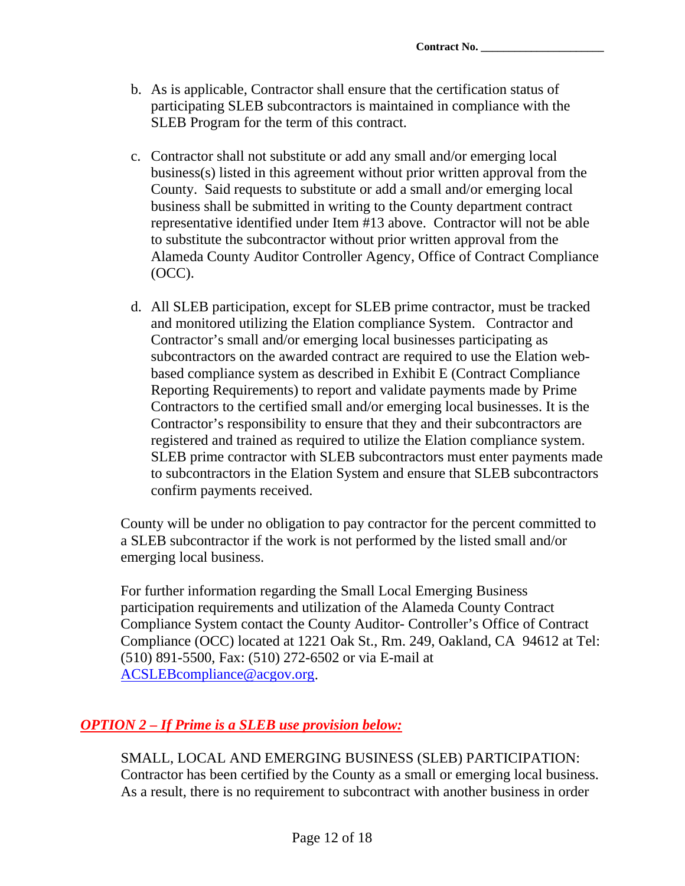b. As is applicable, Contractor shall ensure that the certification status of participating SLEB subcontractors is maintained in compliance with the SLEB Program for the term of this contract.

c. Contractor shall not substitute or add any small and/or emerging local business(s) listed in this agreement without prior written approval from the County. Said requests to substitute or add a small and/or emerging local business shall be submitted in writing to the County department contract representative identified under Item #13 above. Contractor will not be able to substitute the subcontractor without prior written approval from the Alameda County Auditor Controller Agency, Office of Contract Compliance (OCC).

d. All SLEB participation, except for SLEB prime contractor, must be tracked and monitored utilizing the Elation compliance System. Contractor and Contractor's small and/or emerging local businesses participating as subcontractors on the awarded contract are required to use the Elation web-based compliance system as described in Exhibit E (Contract Compliance Reporting Requirements) to report and validate payments made by Prime Contractors to the certified small and/or emerging local businesses. It is the Contractor's responsibility to ensure that they and their subcontractors are registered and trained as required to utilize the Elation compliance system. SLEB prime contractor with SLEB subcontractors must enter payments made to subcontractors in the Elation System and ensure that SLEB subcontractors confirm payments received.

County will be under no obligation to pay contractor for the percent committed to a SLEB subcontractor if the work is not performed by the listed small and/or emerging local business.

For further information regarding the Small Local Emerging Business participation requirements and utilization of the Alameda County Contract Compliance System contact the County Auditor- Controller's Office of Contract Compliance (OCC) located at 1221 Oak St., Rm. 249, Oakland, CA 94612 at Tel: (510) 891-5500, Fax: (510) 272-6502 or via E-mail at [ACSLEBcompliance@acgov.org](mailto:ACSLEBcompliance@acgov.org).

***OPTION 2 – If Prime is a SLEB use provision below:***

SMALL, LOCAL AND EMERGING BUSINESS (SLEB) PARTICIPATION: Contractor has been certified by the County as a small or emerging local business. As a result, there is no requirement to subcontract with another business in order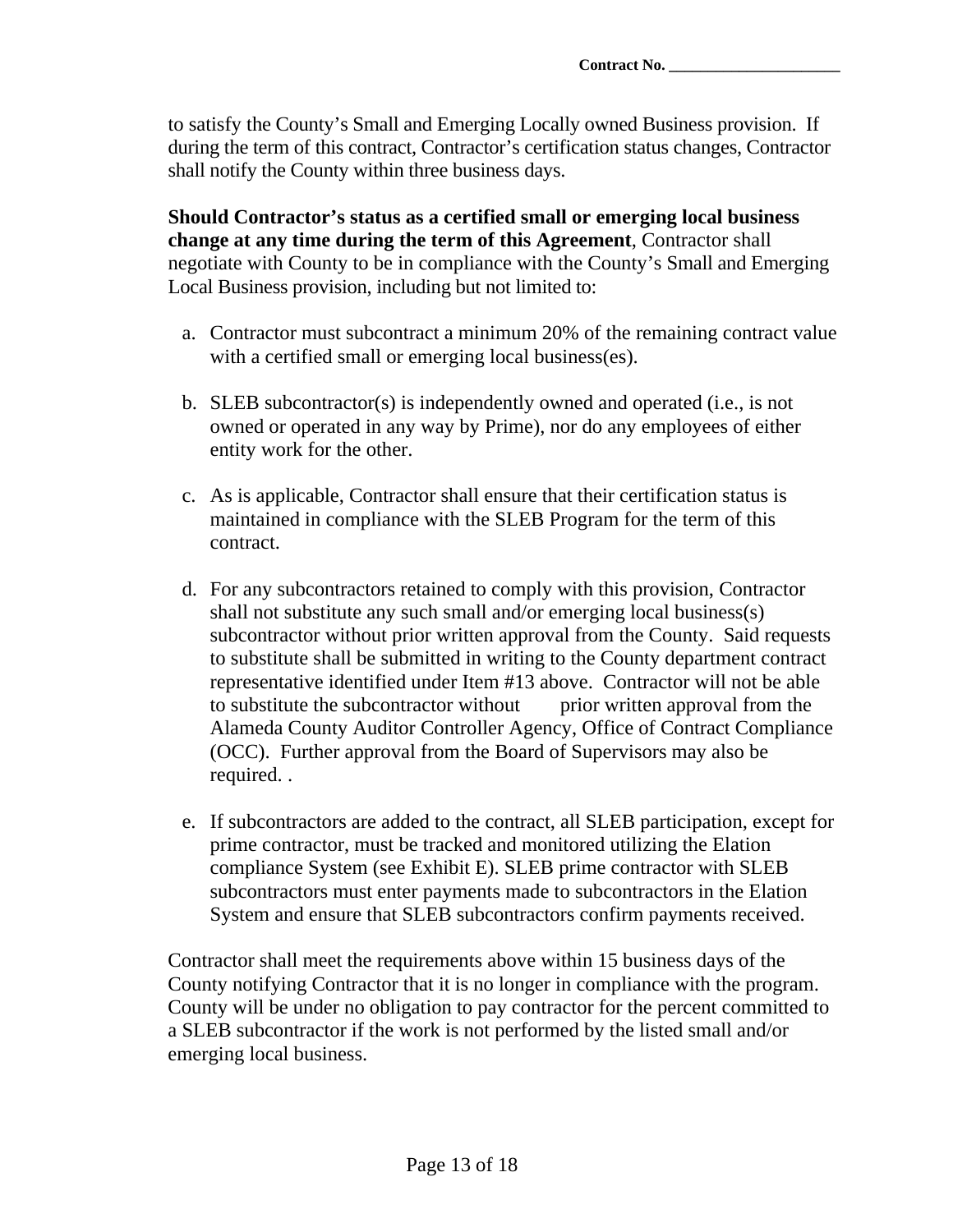to satisfy the County's Small and Emerging Locally owned Business provision. If during the term of this contract, Contractor's certification status changes, Contractor shall notify the County within three business days.

**Should Contractor's status as a certified small or emerging local business change at any time during the term of this Agreement**, Contractor shall negotiate with County to be in compliance with the County's Small and Emerging Local Business provision, including but not limited to:

a. Contractor must subcontract a minimum 20% of the remaining contract value with a certified small or emerging local business(es).

b. SLEB subcontractor(s) is independently owned and operated (i.e., is not owned or operated in any way by Prime), nor do any employees of either entity work for the other.

c. As is applicable, Contractor shall ensure that their certification status is maintained in compliance with the SLEB Program for the term of this contract.

d. For any subcontractors retained to comply with this provision, Contractor shall not substitute any such small and/or emerging local business(s) subcontractor without prior written approval from the County. Said requests to substitute shall be submitted in writing to the County department contract representative identified under Item #13 above. Contractor will not be able to substitute the subcontractor without prior written approval from the Alameda County Auditor Controller Agency, Office of Contract Compliance (OCC). Further approval from the Board of Supervisors may also be required. .

e. If subcontractors are added to the contract, all SLEB participation, except for prime contractor, must be tracked and monitored utilizing the Elation compliance System (see Exhibit E). SLEB prime contractor with SLEB subcontractors must enter payments made to subcontractors in the Elation System and ensure that SLEB subcontractors confirm payments received.

Contractor shall meet the requirements above within 15 business days of the County notifying Contractor that it is no longer in compliance with the program. County will be under no obligation to pay contractor for the percent committed to a SLEB subcontractor if the work is not performed by the listed small and/or emerging local business.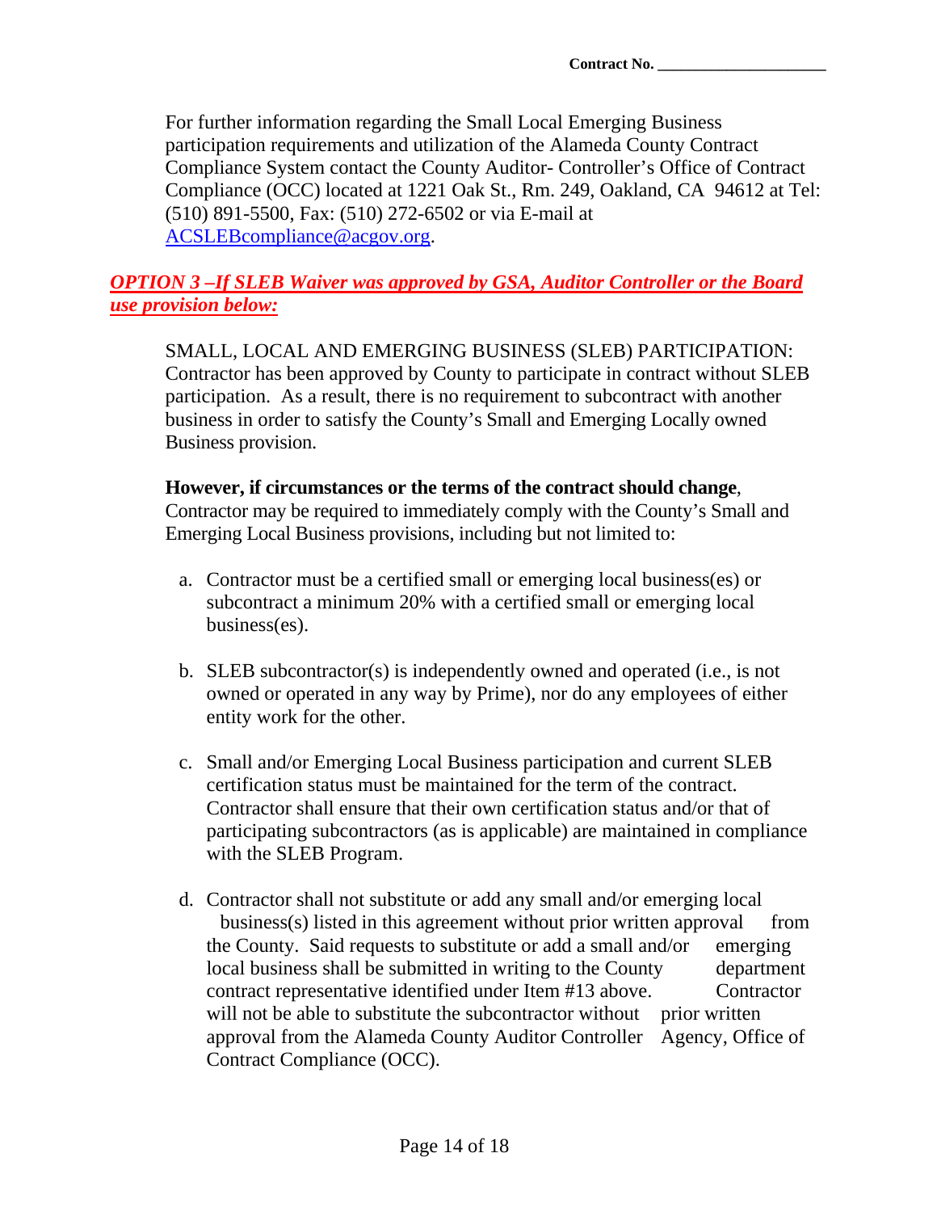For further information regarding the Small Local Emerging Business participation requirements and utilization of the Alameda County Contract Compliance System contact the County Auditor- Controller's Office of Contract Compliance (OCC) located at 1221 Oak St., Rm. 249, Oakland, CA 94612 at Tel: (510) 891-5500, Fax: (510) 272-6502 or via E-mail at [ACSLEBcompliance@acgov.org](mailto:ACSLEBcompliance@acgov.org).

***OPTION 3 –If SLEB Waiver was approved by GSA, Auditor Controller or the Board use provision below:***

SMALL, LOCAL AND EMERGING BUSINESS (SLEB) PARTICIPATION: Contractor has been approved by County to participate in contract without SLEB participation. As a result, there is no requirement to subcontract with another business in order to satisfy the County's Small and Emerging Locally owned Business provision.

**However, if circumstances or the terms of the contract should change**, Contractor may be required to immediately comply with the County's Small and Emerging Local Business provisions, including but not limited to:

a. Contractor must be a certified small or emerging local business(es) or subcontract a minimum 20% with a certified small or emerging local business(es).

b. SLEB subcontractor(s) is independently owned and operated (i.e., is not owned or operated in any way by Prime), nor do any employees of either entity work for the other.

c. Small and/or Emerging Local Business participation and current SLEB certification status must be maintained for the term of the contract. Contractor shall ensure that their own certification status and/or that of participating subcontractors (as is applicable) are maintained in compliance with the SLEB Program.

d. Contractor shall not substitute or add any small and/or emerging local business(s) listed in this agreement without prior written approval from the County. Said requests to substitute or add a small and/or emerging local business shall be submitted in writing to the County department contract representative identified under Item #13 above. Contractor will not be able to substitute the subcontractor without prior written approval from the Alameda County Auditor Controller Agency, Office of Contract Compliance (OCC).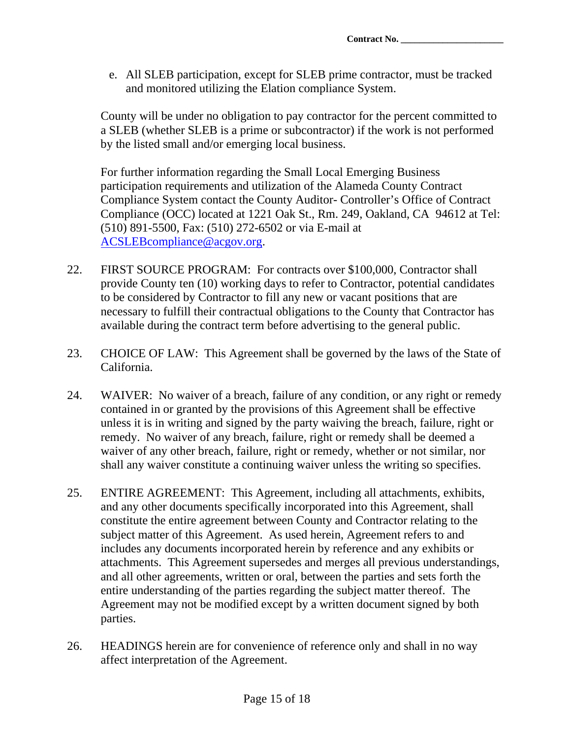e. All SLEB participation, except for SLEB prime contractor, must be tracked and monitored utilizing the Elation compliance System.

County will be under no obligation to pay contractor for the percent committed to a SLEB (whether SLEB is a prime or subcontractor) if the work is not performed by the listed small and/or emerging local business.

For further information regarding the Small Local Emerging Business participation requirements and utilization of the Alameda County Contract Compliance System contact the County Auditor- Controller's Office of Contract Compliance (OCC) located at 1221 Oak St., Rm. 249, Oakland, CA 94612 at Tel: (510) 891-5500, Fax: (510) 272-6502 or via E-mail at ACSLEBcompliance@acgov.org.

22. FIRST SOURCE PROGRAM: For contracts over $100,000, Contractor shall provide County ten (10) working days to refer to Contractor, potential candidates to be considered by Contractor to fill any new or vacant positions that are necessary to fulfill their contractual obligations to the County that Contractor has available during the contract term before advertising to the general public.

23. CHOICE OF LAW: This Agreement shall be governed by the laws of the State of California.

24. WAIVER: No waiver of a breach, failure of any condition, or any right or remedy contained in or granted by the provisions of this Agreement shall be effective unless it is in writing and signed by the party waiving the breach, failure, right or remedy. No waiver of any breach, failure, right or remedy shall be deemed a waiver of any other breach, failure, right or remedy, whether or not similar, nor shall any waiver constitute a continuing waiver unless the writing so specifies.

25. ENTIRE AGREEMENT: This Agreement, including all attachments, exhibits, and any other documents specifically incorporated into this Agreement, shall constitute the entire agreement between County and Contractor relating to the subject matter of this Agreement. As used herein, Agreement refers to and includes any documents incorporated herein by reference and any exhibits or attachments. This Agreement supersedes and merges all previous understandings, and all other agreements, written or oral, between the parties and sets forth the entire understanding of the parties regarding the subject matter thereof. The Agreement may not be modified except by a written document signed by both parties.

26. HEADINGS herein are for convenience of reference only and shall in no way affect interpretation of the Agreement.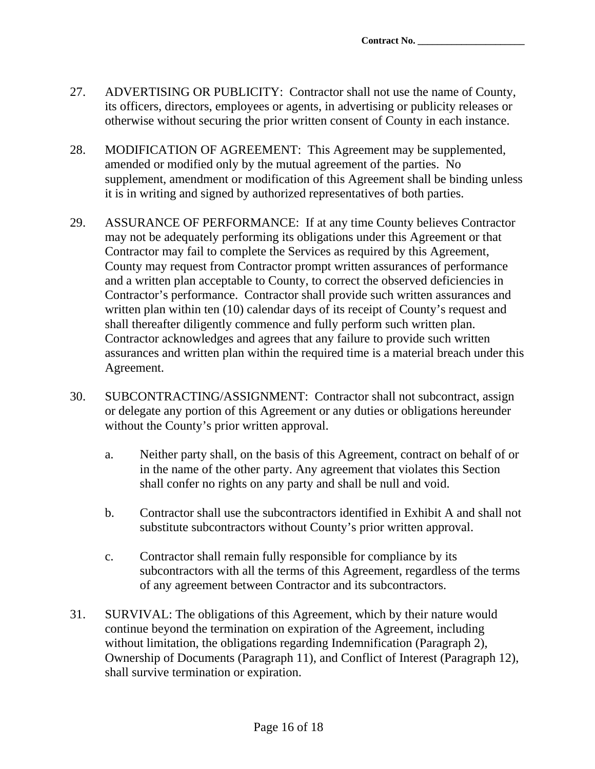27. ADVERTISING OR PUBLICITY: Contractor shall not use the name of County, its officers, directors, employees or agents, in advertising or publicity releases or otherwise without securing the prior written consent of County in each instance.

28. MODIFICATION OF AGREEMENT: This Agreement may be supplemented, amended or modified only by the mutual agreement of the parties. No supplement, amendment or modification of this Agreement shall be binding unless it is in writing and signed by authorized representatives of both parties.

29. ASSURANCE OF PERFORMANCE: If at any time County believes Contractor may not be adequately performing its obligations under this Agreement or that Contractor may fail to complete the Services as required by this Agreement, County may request from Contractor prompt written assurances of performance and a written plan acceptable to County, to correct the observed deficiencies in Contractor's performance. Contractor shall provide such written assurances and written plan within ten (10) calendar days of its receipt of County's request and shall thereafter diligently commence and fully perform such written plan. Contractor acknowledges and agrees that any failure to provide such written assurances and written plan within the required time is a material breach under this Agreement.

30. SUBCONTRACTING/ASSIGNMENT: Contractor shall not subcontract, assign or delegate any portion of this Agreement or any duties or obligations hereunder without the County's prior written approval.

    a. Neither party shall, on the basis of this Agreement, contract on behalf of or in the name of the other party. Any agreement that violates this Section shall confer no rights on any party and shall be null and void.

    b. Contractor shall use the subcontractors identified in Exhibit A and shall not substitute subcontractors without County's prior written approval.

    c. Contractor shall remain fully responsible for compliance by its subcontractors with all the terms of this Agreement, regardless of the terms of any agreement between Contractor and its subcontractors.

31. SURVIVAL: The obligations of this Agreement, which by their nature would continue beyond the termination on expiration of the Agreement, including without limitation, the obligations regarding Indemnification (Paragraph 2), Ownership of Documents (Paragraph 11), and Conflict of Interest (Paragraph 12), shall survive termination or expiration.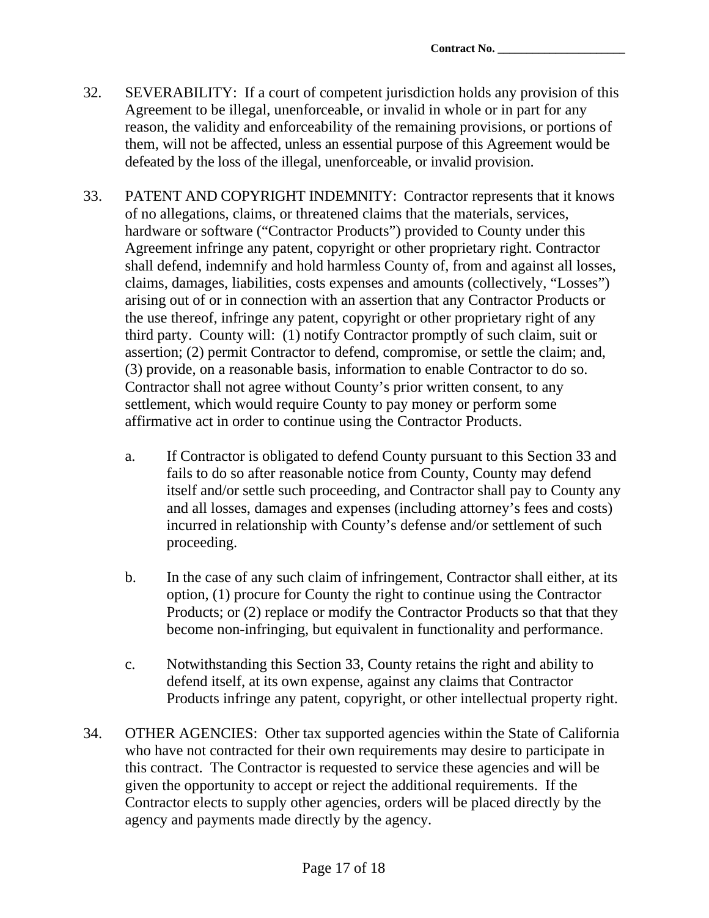32. SEVERABILITY: If a court of competent jurisdiction holds any provision of this Agreement to be illegal, unenforceable, or invalid in whole or in part for any reason, the validity and enforceability of the remaining provisions, or portions of them, will not be affected, unless an essential purpose of this Agreement would be defeated by the loss of the illegal, unenforceable, or invalid provision.

33. PATENT AND COPYRIGHT INDEMNITY: Contractor represents that it knows of no allegations, claims, or threatened claims that the materials, services, hardware or software ("Contractor Products") provided to County under this Agreement infringe any patent, copyright or other proprietary right. Contractor shall defend, indemnify and hold harmless County of, from and against all losses, claims, damages, liabilities, costs expenses and amounts (collectively, "Losses") arising out of or in connection with an assertion that any Contractor Products or the use thereof, infringe any patent, copyright or other proprietary right of any third party. County will: (1) notify Contractor promptly of such claim, suit or assertion; (2) permit Contractor to defend, compromise, or settle the claim; and, (3) provide, on a reasonable basis, information to enable Contractor to do so. Contractor shall not agree without County's prior written consent, to any settlement, which would require County to pay money or perform some affirmative act in order to continue using the Contractor Products.

    a. If Contractor is obligated to defend County pursuant to this Section 33 and fails to do so after reasonable notice from County, County may defend itself and/or settle such proceeding, and Contractor shall pay to County any and all losses, damages and expenses (including attorney's fees and costs) incurred in relationship with County's defense and/or settlement of such proceeding.

    b. In the case of any such claim of infringement, Contractor shall either, at its option, (1) procure for County the right to continue using the Contractor Products; or (2) replace or modify the Contractor Products so that that they become non-infringing, but equivalent in functionality and performance.

    c. Notwithstanding this Section 33, County retains the right and ability to defend itself, at its own expense, against any claims that Contractor Products infringe any patent, copyright, or other intellectual property right.

34. OTHER AGENCIES: Other tax supported agencies within the State of California who have not contracted for their own requirements may desire to participate in this contract. The Contractor is requested to service these agencies and will be given the opportunity to accept or reject the additional requirements. If the Contractor elects to supply other agencies, orders will be placed directly by the agency and payments made directly by the agency.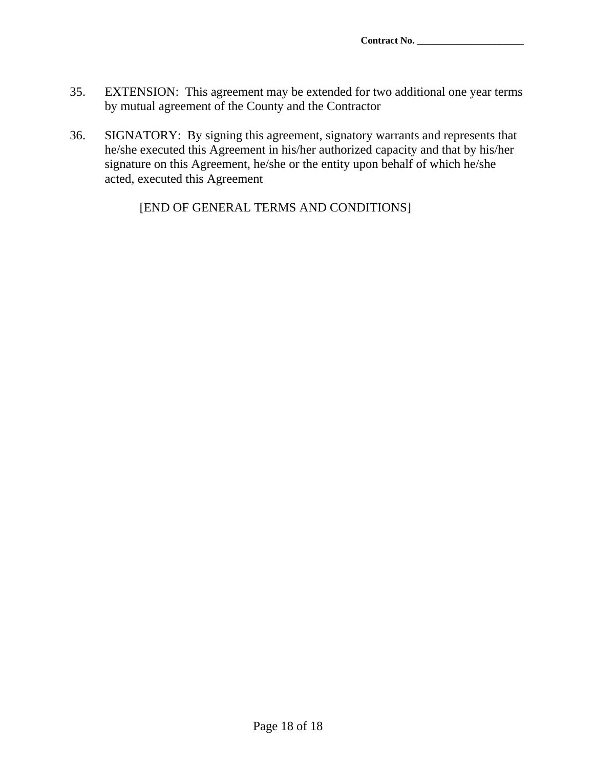35. EXTENSION: This agreement may be extended for two additional one year terms by mutual agreement of the County and the Contractor

36. SIGNATORY: By signing this agreement, signatory warrants and represents that he/she executed this Agreement in his/her authorized capacity and that by his/her signature on this Agreement, he/she or the entity upon behalf of which he/she acted, executed this Agreement

[END OF GENERAL TERMS AND CONDITIONS]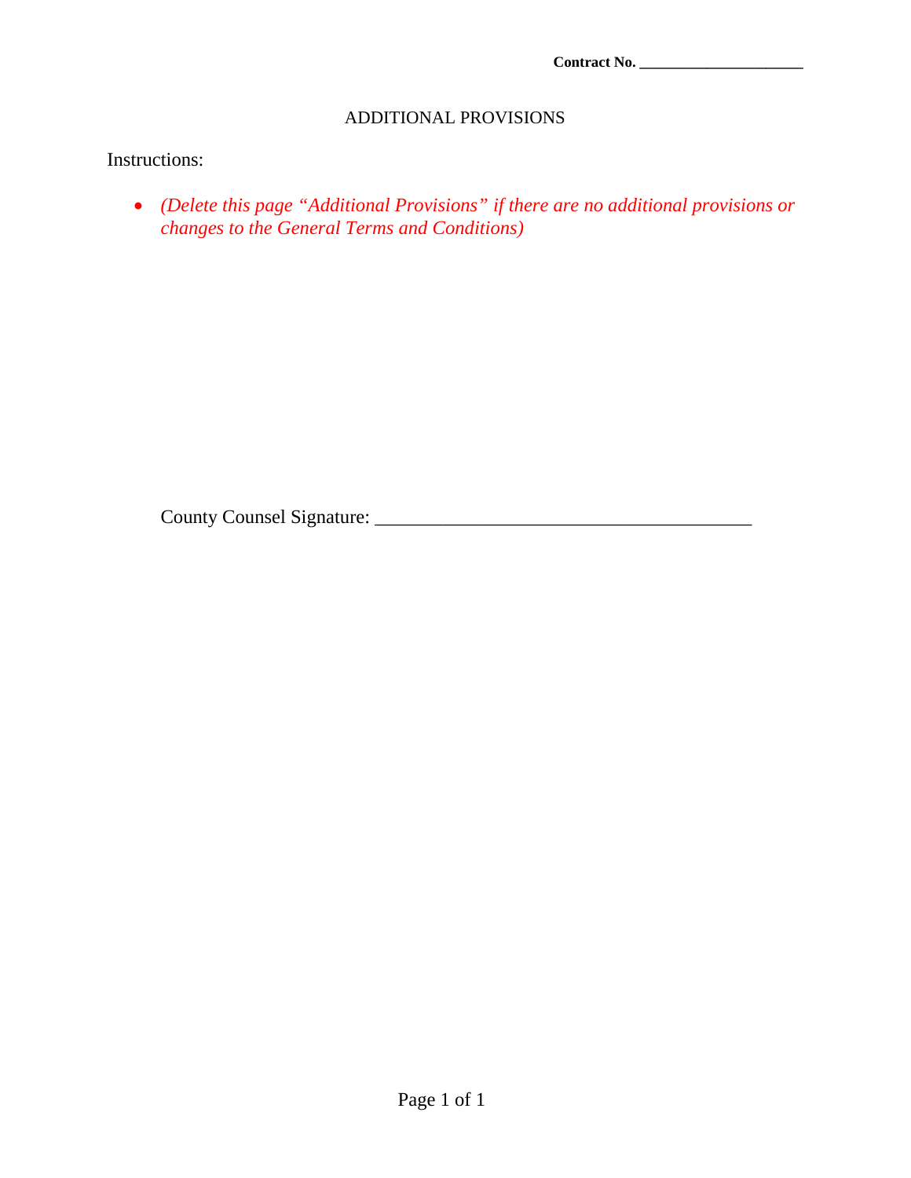**Contract No. ______________________**

ADDITIONAL PROVISIONS

Instructions:

- *(Delete this page “Additional Provisions” if there are no additional provisions or changes to the General Terms and Conditions)*

County Counsel Signature: _______________________________________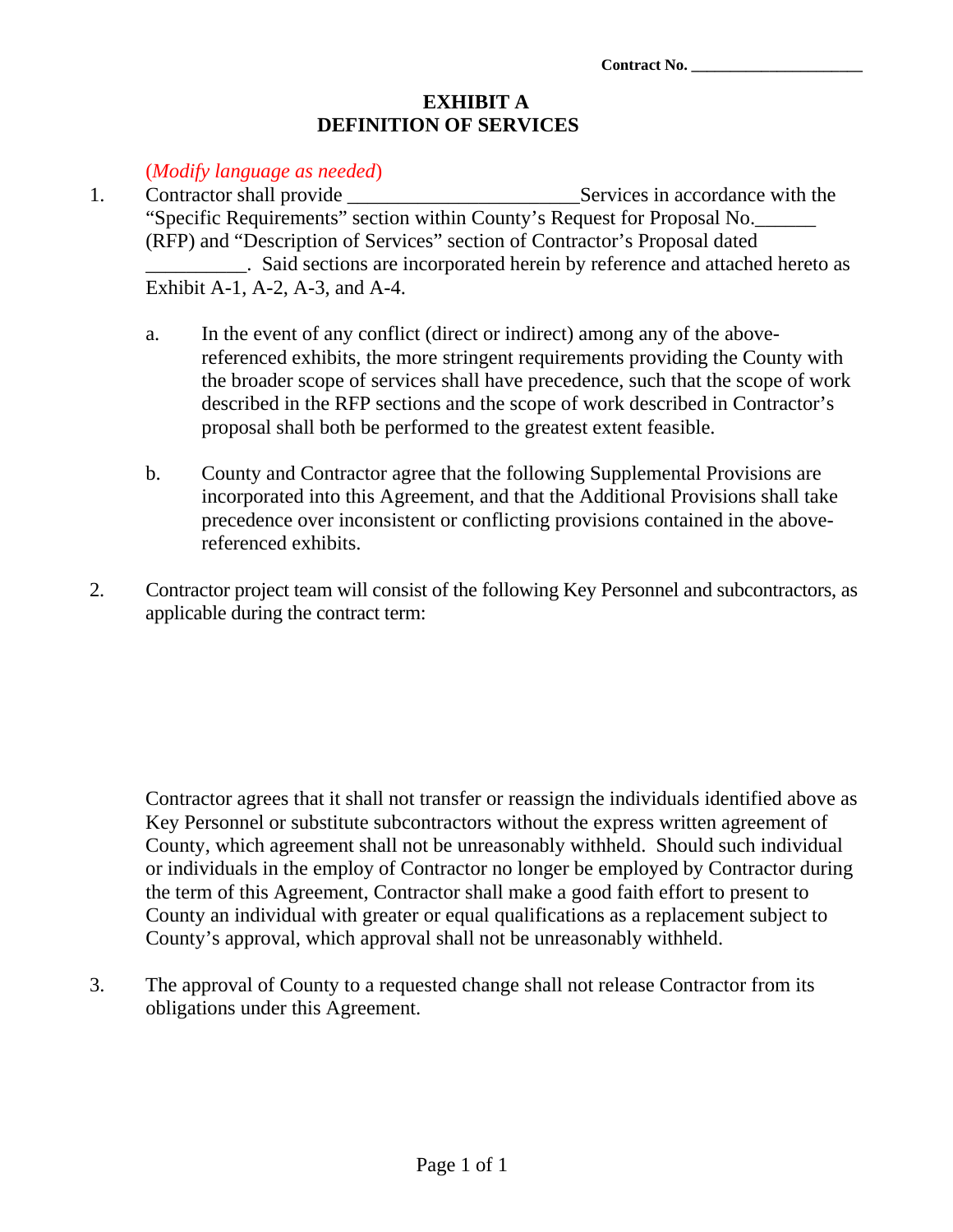Contract No. _____________________

# EXHIBIT A
# DEFINITION OF SERVICES

*(Modify language as needed)*

1. Contractor shall provide ______________________Services in accordance with the "Specific Requirements" section within County's Request for Proposal No.______ (RFP) and "Description of Services" section of Contractor's Proposal dated __________. Said sections are incorporated herein by reference and attached hereto as Exhibit A-1, A-2, A-3, and A-4.

   a. In the event of any conflict (direct or indirect) among any of the above-referenced exhibits, the more stringent requirements providing the County with the broader scope of services shall have precedence, such that the scope of work described in the RFP sections and the scope of work described in Contractor's proposal shall both be performed to the greatest extent feasible.

   b. County and Contractor agree that the following Supplemental Provisions are incorporated into this Agreement, and that the Additional Provisions shall take precedence over inconsistent or conflicting provisions contained in the above-referenced exhibits.

2. Contractor project team will consist of the following Key Personnel and subcontractors, as applicable during the contract term:

   Contractor agrees that it shall not transfer or reassign the individuals identified above as Key Personnel or substitute subcontractors without the express written agreement of County, which agreement shall not be unreasonably withheld. Should such individual or individuals in the employ of Contractor no longer be employed by Contractor during the term of this Agreement, Contractor shall make a good faith effort to present to County an individual with greater or equal qualifications as a replacement subject to County's approval, which approval shall not be unreasonably withheld.

3. The approval of County to a requested change shall not release Contractor from its obligations under this Agreement.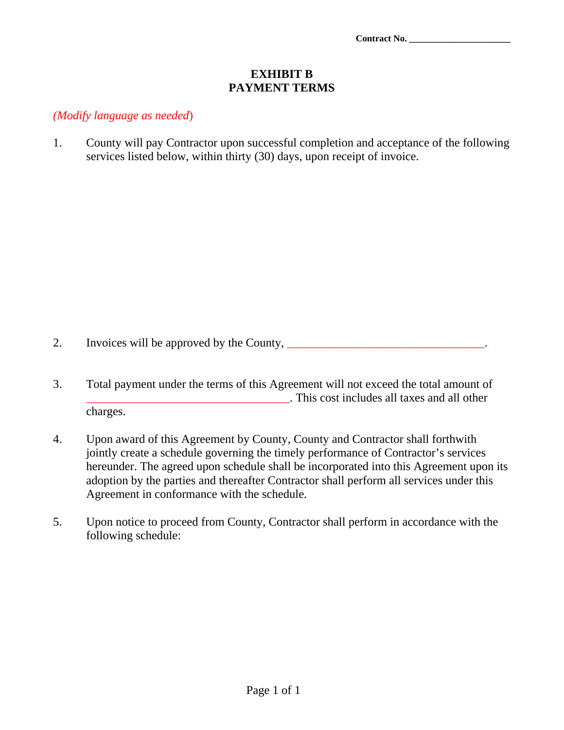**Contract No. _____________________**

# EXHIBIT B
# PAYMENT TERMS

*(Modify language as needed)*

1. County will pay Contractor upon successful completion and acceptance of the following services listed below, within thirty (30) days, upon receipt of invoice.

2. Invoices will be approved by the County, _________________________________.

3. Total payment under the terms of this Agreement will not exceed the total amount of _________________________________. This cost includes all taxes and all other charges.

4. Upon award of this Agreement by County, County and Contractor shall forthwith jointly create a schedule governing the timely performance of Contractor's services hereunder. The agreed upon schedule shall be incorporated into this Agreement upon its adoption by the parties and thereafter Contractor shall perform all services under this Agreement in conformance with the schedule.

5. Upon notice to proceed from County, Contractor shall perform in accordance with the following schedule: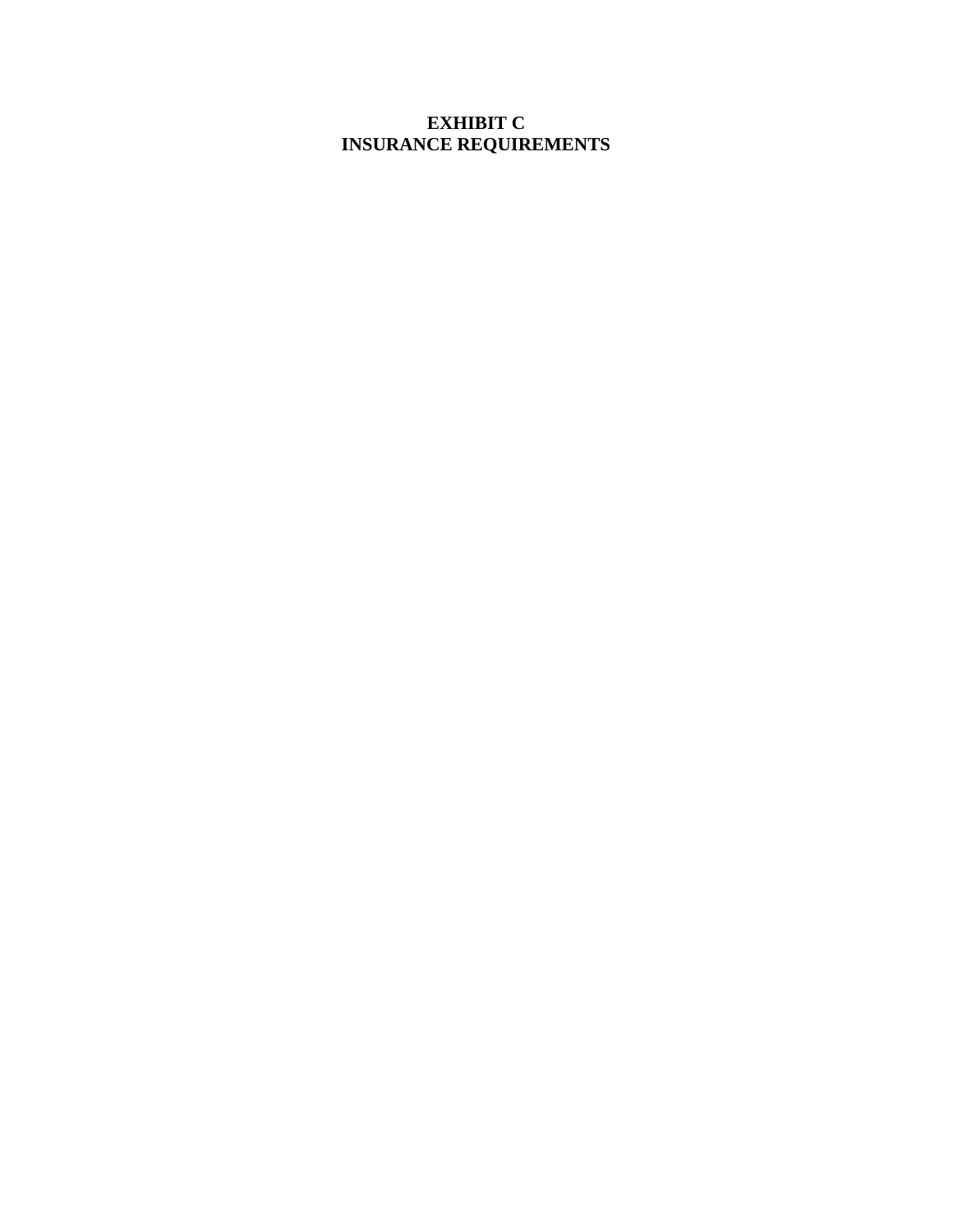# EXHIBIT C
# INSURANCE REQUIREMENTS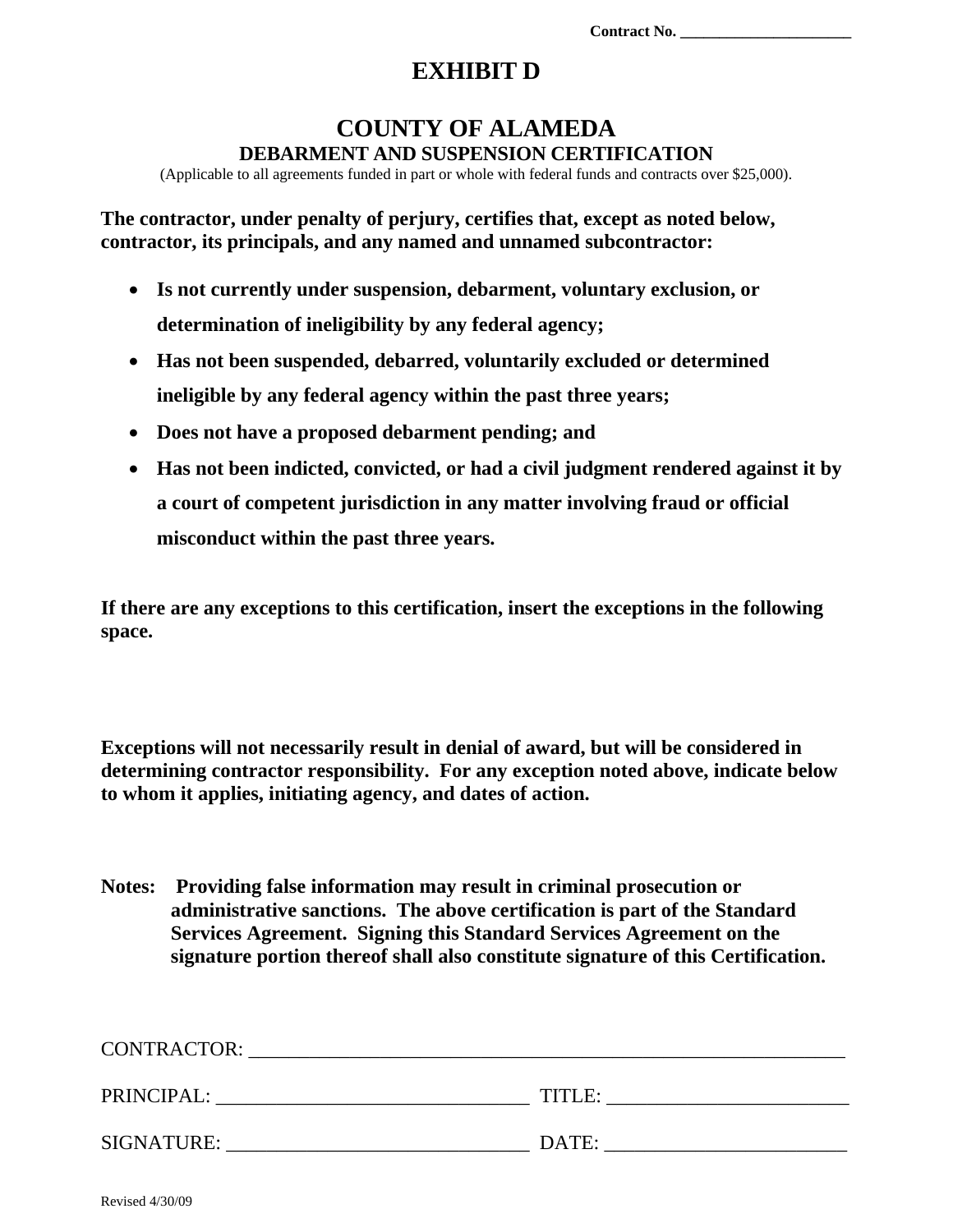Contract No. ____________________

# EXHIBIT D

## COUNTY OF ALAMEDA

### DEBARMENT AND SUSPENSION CERTIFICATION

(Applicable to all agreements funded in part or whole with federal funds and contracts over $25,000).

**The contractor, under penalty of perjury, certifies that, except as noted below, contractor, its principals, and any named and unnamed subcontractor:**

- **Is not currently under suspension, debarment, voluntary exclusion, or determination of ineligibility by any federal agency;**
- **Has not been suspended, debarred, voluntarily excluded or determined ineligible by any federal agency within the past three years;**
- **Does not have a proposed debarment pending; and**
- **Has not been indicted, convicted, or had a civil judgment rendered against it by a court of competent jurisdiction in any matter involving fraud or official misconduct within the past three years.**

**If there are any exceptions to this certification, insert the exceptions in the following space.**

**Exceptions will not necessarily result in denial of award, but will be considered in determining contractor responsibility. For any exception noted above, indicate below to whom it applies, initiating agency, and dates of action.**

**Notes: Providing false information may result in criminal prosecution or administrative sanctions. The above certification is part of the Standard Services Agreement. Signing this Standard Services Agreement on the signature portion thereof shall also constitute signature of this Certification.**

CONTRACTOR: ____________________________________________________________

PRINCIPAL: ______________________________ TITLE: ________________________

SIGNATURE: _____________________________ DATE: ________________________

Revised 4/30/09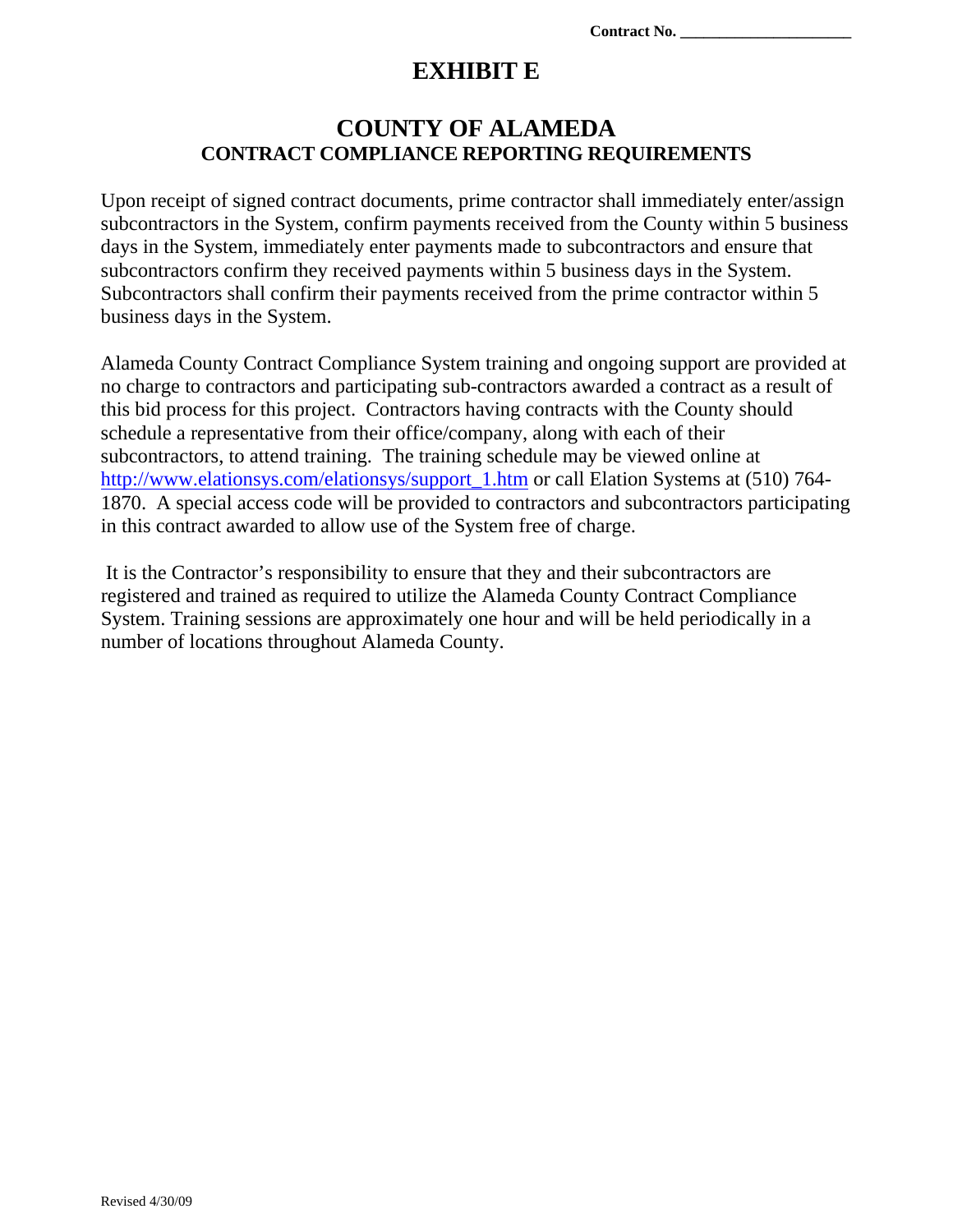Contract No. \_\_\_\_\_\_\_\_\_\_\_\_\_\_\_\_\_\_\_\_\_\_

# EXHIBIT E

## COUNTY OF ALAMEDA

### CONTRACT COMPLIANCE REPORTING REQUIREMENTS

Upon receipt of signed contract documents, prime contractor shall immediately enter/assign subcontractors in the System, confirm payments received from the County within 5 business days in the System, immediately enter payments made to subcontractors and ensure that subcontractors confirm they received payments within 5 business days in the System. Subcontractors shall confirm their payments received from the prime contractor within 5 business days in the System.

Alameda County Contract Compliance System training and ongoing support are provided at no charge to contractors and participating sub-contractors awarded a contract as a result of this bid process for this project. Contractors having contracts with the County should schedule a representative from their office/company, along with each of their subcontractors, to attend training. The training schedule may be viewed online at http://www.elationsys.com/elationsys/support_1.htm or call Elation Systems at (510) 764-1870. A special access code will be provided to contractors and subcontractors participating in this contract awarded to allow use of the System free of charge.

It is the Contractor's responsibility to ensure that they and their subcontractors are registered and trained as required to utilize the Alameda County Contract Compliance System. Training sessions are approximately one hour and will be held periodically in a number of locations throughout Alameda County.

Revised 4/30/09